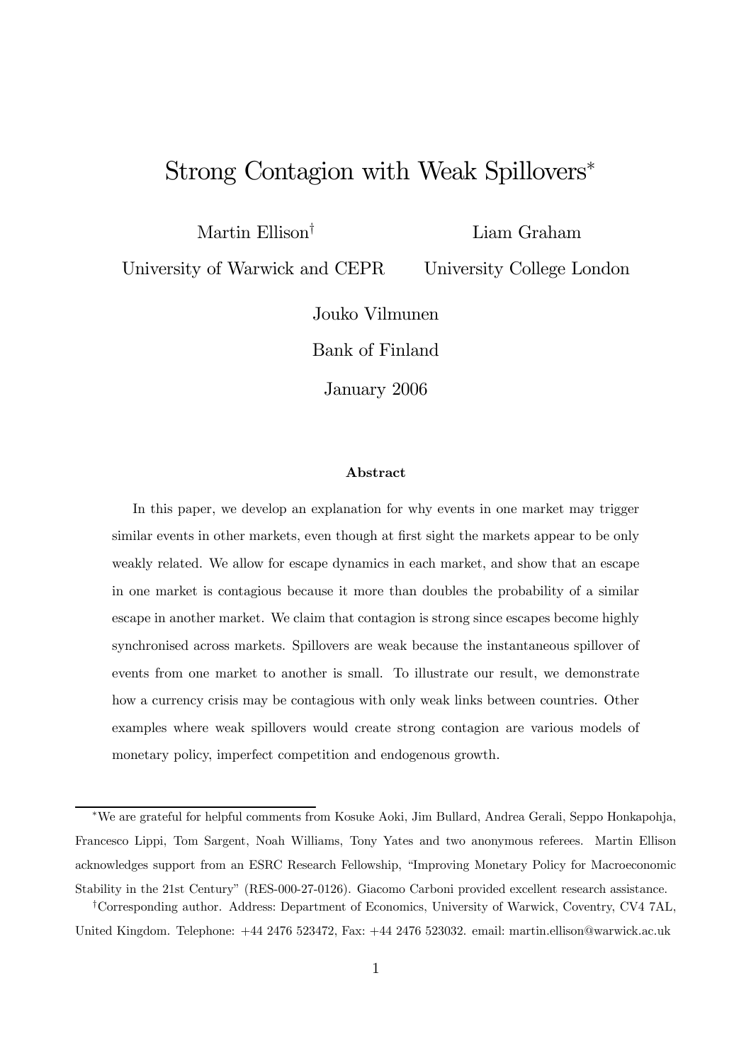# Strong Contagion with Weak Spillovers*

Martin Ellison[†]
University of Warwick and CEPR

Liam Graham
University College London

Jouko Vilmunen
Bank of Finland

January 2006

### Abstract

In this paper, we develop an explanation for why events in one market may trigger similar events in other markets, even though at first sight the markets appear to be only weakly related. We allow for escape dynamics in each market, and show that an escape in one market is contagious because it more than doubles the probability of a similar escape in another market. We claim that contagion is strong since escapes become highly synchronised across markets. Spillovers are weak because the instantaneous spillover of events from one market to another is small. To illustrate our result, we demonstrate how a currency crisis may be contagious with only weak links between countries. Other examples where weak spillovers would create strong contagion are various models of monetary policy, imperfect competition and endogenous growth.

---

*We are grateful for helpful comments from Kosuke Aoki, Jim Bullard, Andrea Gerali, Seppo Honkapohja, Francesco Lippi, Tom Sargent, Noah Williams, Tony Yates and two anonymous referees. Martin Ellison acknowledges support from an ESRC Research Fellowship, "Improving Monetary Policy for Macroeconomic Stability in the 21st Century" (RES-000-27-0126). Giacomo Carboni provided excellent research assistance.

[†]Corresponding author. Address: Department of Economics, University of Warwick, Coventry, CV4 7AL, United Kingdom. Telephone: +44 2476 523472, Fax: +44 2476 523032. email: martin.ellison@warwick.ac.uk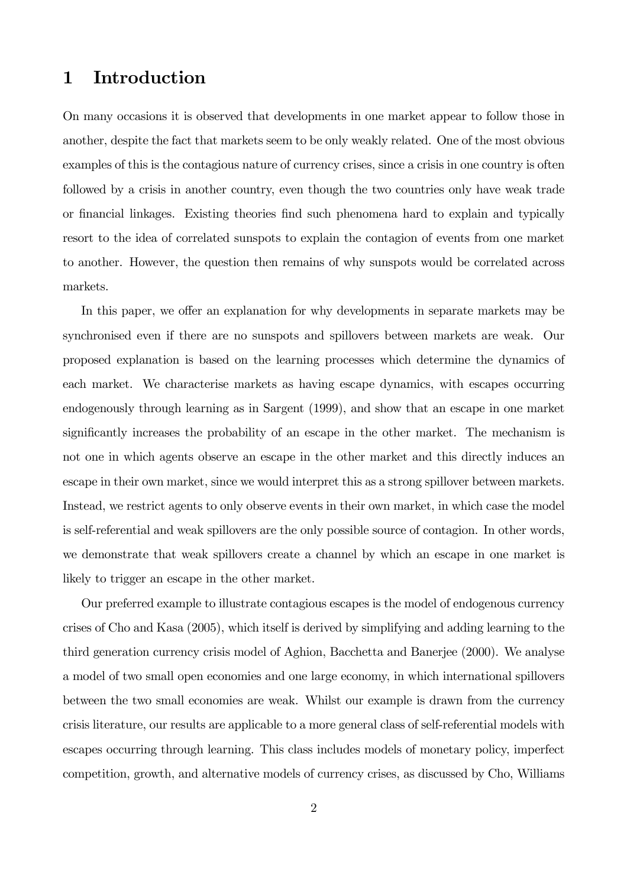# 1 Introduction

On many occasions it is observed that developments in one market appear to follow those in another, despite the fact that markets seem to be only weakly related. One of the most obvious examples of this is the contagious nature of currency crises, since a crisis in one country is often followed by a crisis in another country, even though the two countries only have weak trade or financial linkages. Existing theories find such phenomena hard to explain and typically resort to the idea of correlated sunspots to explain the contagion of events from one market to another. However, the question then remains of why sunspots would be correlated across markets.

In this paper, we offer an explanation for why developments in separate markets may be synchronised even if there are no sunspots and spillovers between markets are weak. Our proposed explanation is based on the learning processes which determine the dynamics of each market. We characterise markets as having escape dynamics, with escapes occurring endogenously through learning as in Sargent (1999), and show that an escape in one market significantly increases the probability of an escape in the other market. The mechanism is not one in which agents observe an escape in the other market and this directly induces an escape in their own market, since we would interpret this as a strong spillover between markets. Instead, we restrict agents to only observe events in their own market, in which case the model is self-referential and weak spillovers are the only possible source of contagion. In other words, we demonstrate that weak spillovers create a channel by which an escape in one market is likely to trigger an escape in the other market.

Our preferred example to illustrate contagious escapes is the model of endogenous currency crises of Cho and Kasa (2005), which itself is derived by simplifying and adding learning to the third generation currency crisis model of Aghion, Bacchetta and Banerjee (2000). We analyse a model of two small open economies and one large economy, in which international spillovers between the two small economies are weak. Whilst our example is drawn from the currency crisis literature, our results are applicable to a more general class of self-referential models with escapes occurring through learning. This class includes models of monetary policy, imperfect competition, growth, and alternative models of currency crises, as discussed by Cho, Williams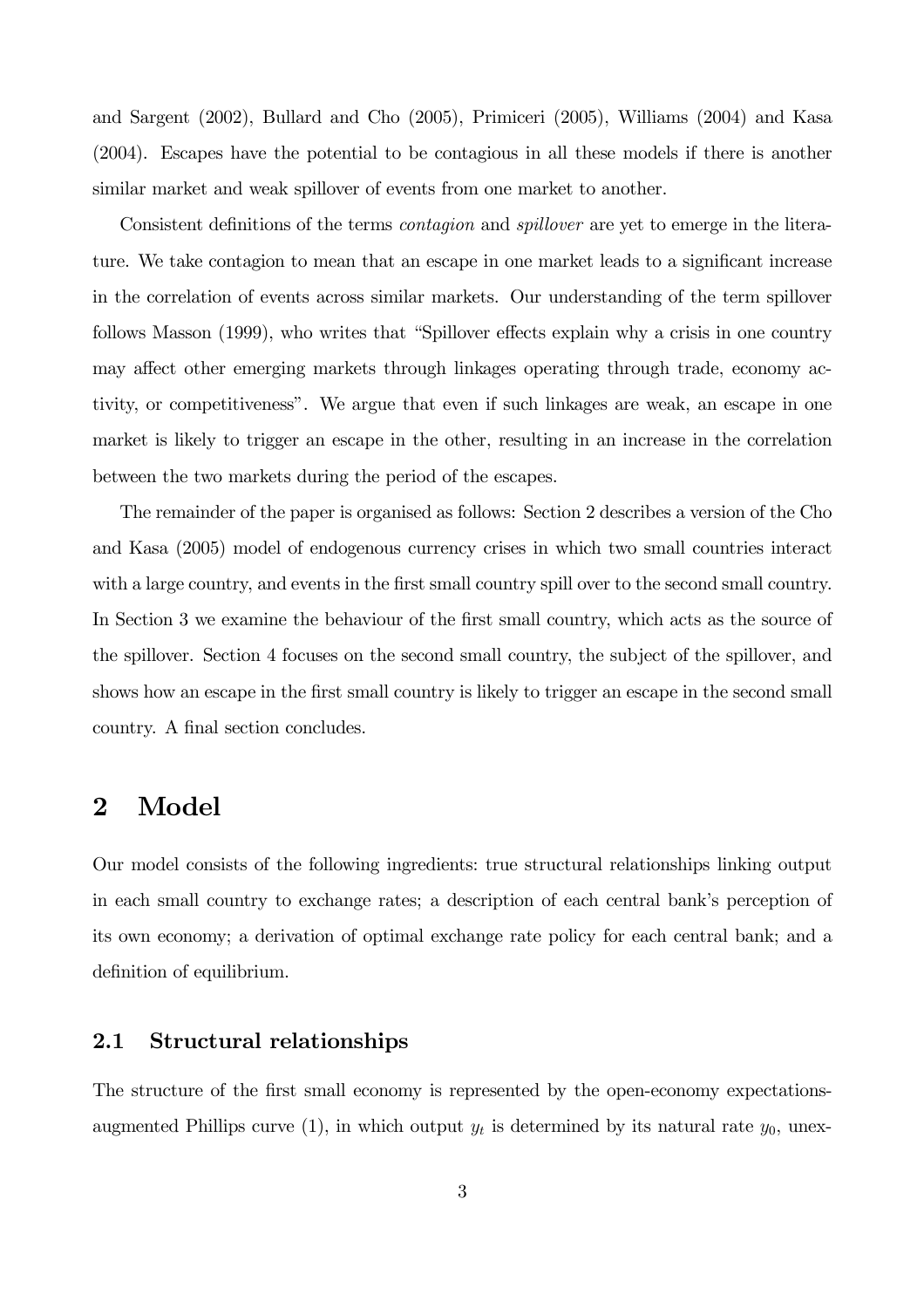and Sargent (2002), Bullard and Cho (2005), Primiceri (2005), Williams (2004) and Kasa (2004). Escapes have the potential to be contagious in all these models if there is another similar market and weak spillover of events from one market to another.

Consistent definitions of the terms *contagion* and *spillover* are yet to emerge in the literature. We take contagion to mean that an escape in one market leads to a significant increase in the correlation of events across similar markets. Our understanding of the term spillover follows Masson (1999), who writes that "Spillover effects explain why a crisis in one country may affect other emerging markets through linkages operating through trade, economy activity, or competitiveness". We argue that even if such linkages are weak, an escape in one market is likely to trigger an escape in the other, resulting in an increase in the correlation between the two markets during the period of the escapes.

The remainder of the paper is organised as follows: Section 2 describes a version of the Cho and Kasa (2005) model of endogenous currency crises in which two small countries interact with a large country, and events in the first small country spill over to the second small country. In Section 3 we examine the behaviour of the first small country, which acts as the source of the spillover. Section 4 focuses on the second small country, the subject of the spillover, and shows how an escape in the first small country is likely to trigger an escape in the second small country. A final section concludes.

# 2 Model

Our model consists of the following ingredients: true structural relationships linking output in each small country to exchange rates; a description of each central bank's perception of its own economy; a derivation of optimal exchange rate policy for each central bank; and a definition of equilibrium.

## 2.1 Structural relationships

The structure of the first small economy is represented by the open-economy expectations-augmented Phillips curve (1), in which output $y_t$ is determined by its natural rate $y_0$, unex-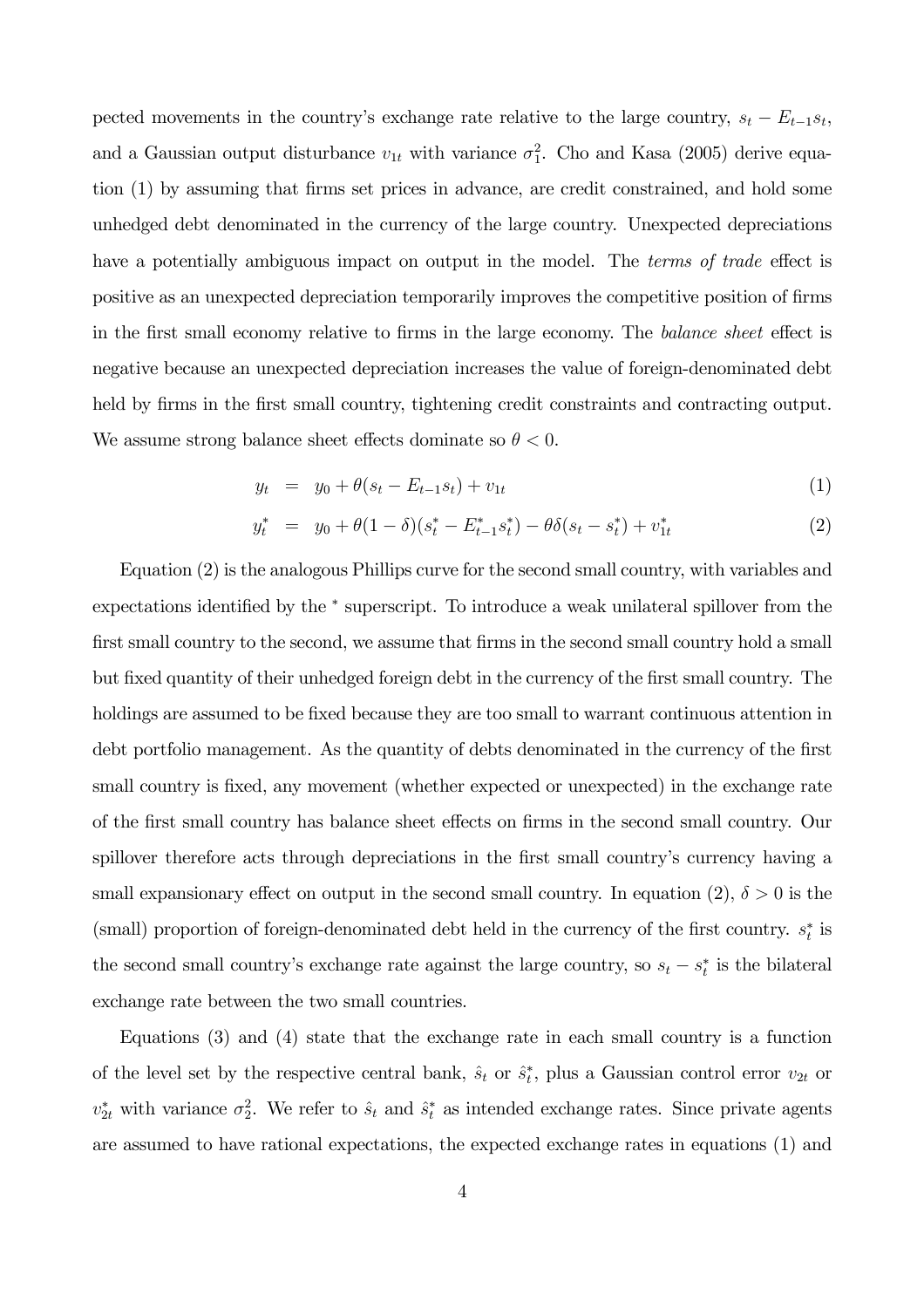pected movements in the country's exchange rate relative to the large country, $s_t - E_{t-1}s_t$, and a Gaussian output disturbance $v_{1t}$ with variance $\sigma_1^2$. Cho and Kasa (2005) derive equation (1) by assuming that firms set prices in advance, are credit constrained, and hold some unhedged debt denominated in the currency of the large country. Unexpected depreciations have a potentially ambiguous impact on output in the model. The *terms of trade* effect is positive as an unexpected depreciation temporarily improves the competitive position of firms in the first small economy relative to firms in the large economy. The *balance sheet* effect is negative because an unexpected depreciation increases the value of foreign-denominated debt held by firms in the first small country, tightening credit constraints and contracting output. We assume strong balance sheet effects dominate so $\theta < 0$.

$$
\begin{aligned}
y_t &= y_0 + \theta(s_t - E_{t-1}s_t) + v_{1t} && (1)\\
y_t^* &= y_0 + \theta(1-\delta)(s_t^* - E_{t-1}^* s_t^*) - \theta\delta(s_t - s_t^*) + v_{1t}^* && (2)
\end{aligned}
$$

Equation (2) is the analogous Phillips curve for the second small country, with variables and expectations identified by the $^*$ superscript. To introduce a weak unilateral spillover from the first small country to the second, we assume that firms in the second small country hold a small but fixed quantity of their unhedged foreign debt in the currency of the first small country. The holdings are assumed to be fixed because they are too small to warrant continuous attention in debt portfolio management. As the quantity of debts denominated in the currency of the first small country is fixed, any movement (whether expected or unexpected) in the exchange rate of the first small country has balance sheet effects on firms in the second small country. Our spillover therefore acts through depreciations in the first small country's currency having a small expansionary effect on output in the second small country. In equation (2), $\delta > 0$ is the (small) proportion of foreign-denominated debt held in the currency of the first country. $s_t^*$ is the second small country's exchange rate against the large country, so $s_t - s_t^*$ is the bilateral exchange rate between the two small countries.

Equations (3) and (4) state that the exchange rate in each small country is a function of the level set by the respective central bank, $\hat{s}_t$ or $\hat{s}_t^*$, plus a Gaussian control error $v_{2t}$ or $v_{2t}^*$ with variance $\sigma_2^2$. We refer to $\hat{s}_t$ and $\hat{s}_t^*$ as intended exchange rates. Since private agents are assumed to have rational expectations, the expected exchange rates in equations (1) and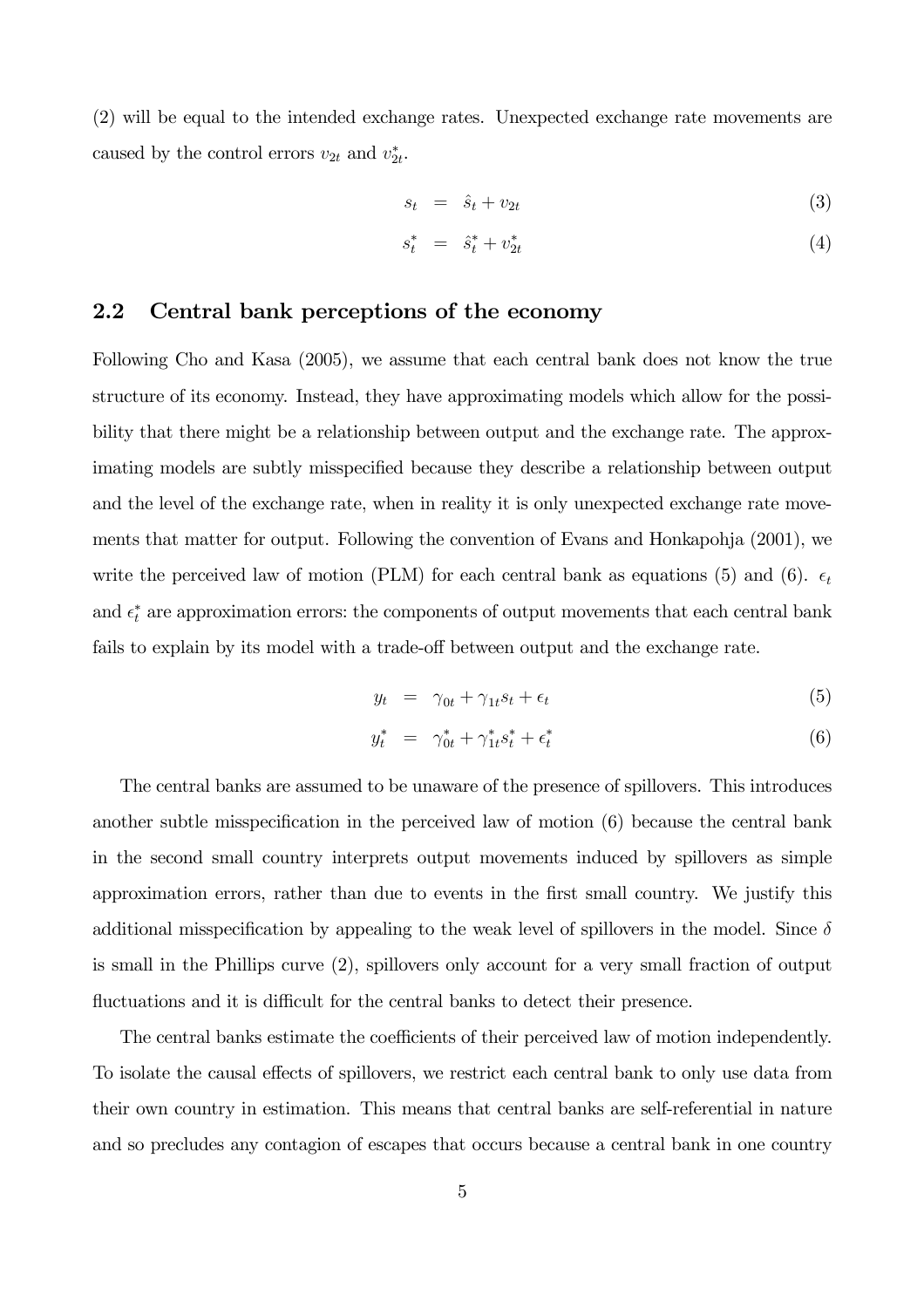(2) will be equal to the intended exchange rates. Unexpected exchange rate movements are caused by the control errors $v_{2t}$ and $v_{2t}^*$.

$$s_t = \hat{s}_t + v_{2t} \tag{3}$$

$$s_t^* = \hat{s}_t^* + v_{2t}^* \tag{4}$$

## 2.2 Central bank perceptions of the economy

Following Cho and Kasa (2005), we assume that each central bank does not know the true structure of its economy. Instead, they have approximating models which allow for the possibility that there might be a relationship between output and the exchange rate. The approximating models are subtly misspecified because they describe a relationship between output and the level of the exchange rate, when in reality it is only unexpected exchange rate movements that matter for output. Following the convention of Evans and Honkapohja (2001), we write the perceived law of motion (PLM) for each central bank as equations (5) and (6). $\epsilon_t$ and $\epsilon_t^*$ are approximation errors: the components of output movements that each central bank fails to explain by its model with a trade-off between output and the exchange rate.

$$y_t = \gamma_{0t} + \gamma_{1t} s_t + \epsilon_t \tag{5}$$

$$y_t^* = \gamma_{0t}^* + \gamma_{1t}^* s_t^* + \epsilon_t^* \tag{6}$$

The central banks are assumed to be unaware of the presence of spillovers. This introduces another subtle misspecification in the perceived law of motion (6) because the central bank in the second small country interprets output movements induced by spillovers as simple approximation errors, rather than due to events in the first small country. We justify this additional misspecification by appealing to the weak level of spillovers in the model. Since $\delta$ is small in the Phillips curve (2), spillovers only account for a very small fraction of output fluctuations and it is difficult for the central banks to detect their presence.

The central banks estimate the coefficients of their perceived law of motion independently. To isolate the causal effects of spillovers, we restrict each central bank to only use data from their own country in estimation. This means that central banks are self-referential in nature and so precludes any contagion of escapes that occurs because a central bank in one country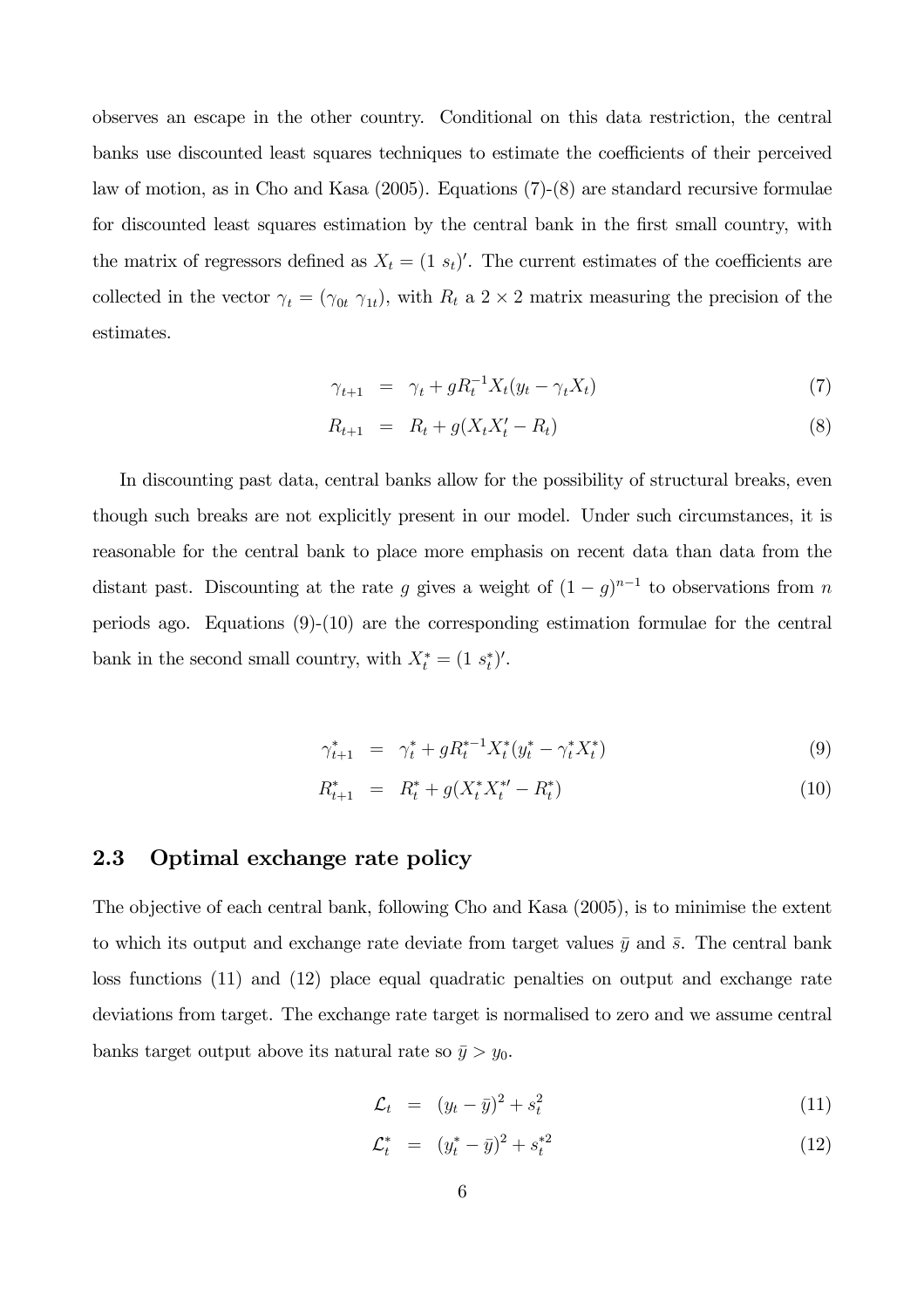observes an escape in the other country. Conditional on this data restriction, the central banks use discounted least squares techniques to estimate the coefficients of their perceived law of motion, as in Cho and Kasa (2005). Equations (7)-(8) are standard recursive formulae for discounted least squares estimation by the central bank in the first small country, with the matrix of regressors defined as $X_t = (1 \; s_t)'$. The current estimates of the coefficients are collected in the vector $\gamma_t = (\gamma_{0t} \; \gamma_{1t})$, with $R_t$ a $2 \times 2$ matrix measuring the precision of the estimates.

$$\gamma_{t+1} = \gamma_t + gR_t^{-1}X_t(y_t - \gamma_t X_t) \tag{7}$$

$$R_{t+1} = R_t + g(X_t X_t' - R_t) \tag{8}$$

In discounting past data, central banks allow for the possibility of structural breaks, even though such breaks are not explicitly present in our model. Under such circumstances, it is reasonable for the central bank to place more emphasis on recent data than data from the distant past. Discounting at the rate $g$ gives a weight of $(1-g)^{n-1}$ to observations from $n$ periods ago. Equations (9)-(10) are the corresponding estimation formulae for the central bank in the second small country, with $X_t^* = (1 \; s_t^*)'$.

$$\gamma_{t+1}^* = \gamma_t^* + gR_t^{*-1}X_t^*(y_t^* - \gamma_t^* X_t^*) \tag{9}$$

$$R_{t+1}^* = R_t^* + g(X_t^* X_t^{*\prime} - R_t^*) \tag{10}$$

## 2.3 Optimal exchange rate policy

The objective of each central bank, following Cho and Kasa (2005), is to minimise the extent to which its output and exchange rate deviate from target values $\bar{y}$ and $\bar{s}$. The central bank loss functions (11) and (12) place equal quadratic penalties on output and exchange rate deviations from target. The exchange rate target is normalised to zero and we assume central banks target output above its natural rate so $\bar{y} > y_0$.

$$\mathcal{L}_t = (y_t - \bar{y})^2 + s_t^2 \tag{11}$$

$$\mathcal{L}_t^* = (y_t^* - \bar{y})^2 + s_t^{*2} \tag{12}$$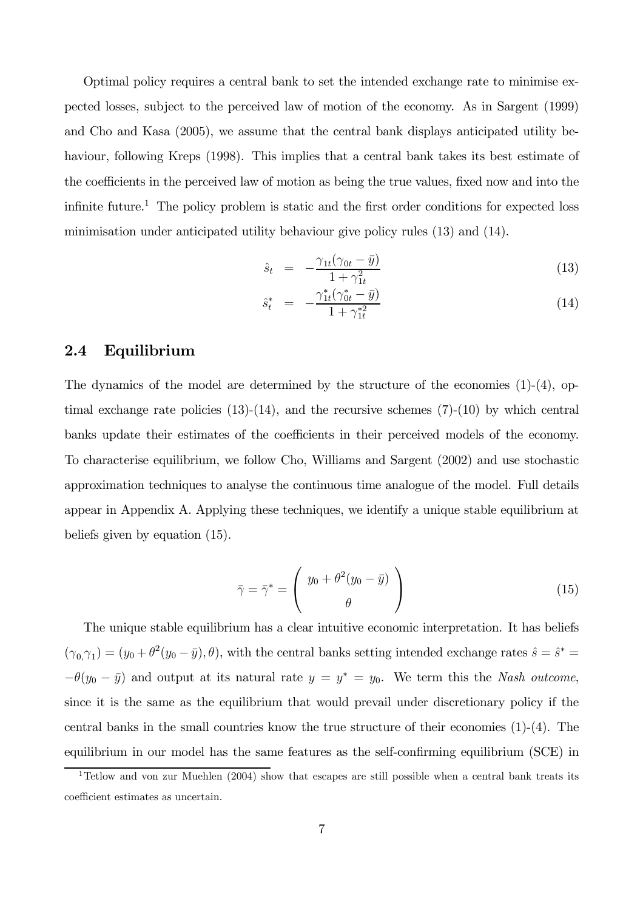Optimal policy requires a central bank to set the intended exchange rate to minimise expected losses, subject to the perceived law of motion of the economy. As in Sargent (1999) and Cho and Kasa (2005), we assume that the central bank displays anticipated utility behaviour, following Kreps (1998). This implies that a central bank takes its best estimate of the coefficients in the perceived law of motion as being the true values, fixed now and into the infinite future.[1] The policy problem is static and the first order conditions for expected loss minimisation under anticipated utility behaviour give policy rules (13) and (14).

$$\hat{s}_t = -\frac{\gamma_{1t}(\gamma_{0t} - \bar{y})}{1 + \gamma_{1t}^2} \tag{13}$$

$$\hat{s}_t^* = -\frac{\gamma_{1t}^*(\gamma_{0t}^* - \bar{y})}{1 + \gamma_{1t}^{*2}} \tag{14}$$

## 2.4 Equilibrium

The dynamics of the model are determined by the structure of the economies (1)-(4), optimal exchange rate policies (13)-(14), and the recursive schemes (7)-(10) by which central banks update their estimates of the coefficients in their perceived models of the economy. To characterise equilibrium, we follow Cho, Williams and Sargent (2002) and use stochastic approximation techniques to analyse the continuous time analogue of the model. Full details appear in Appendix A. Applying these techniques, we identify a unique stable equilibrium at beliefs given by equation (15).

$$\bar{\gamma} = \bar{\gamma}^* = \begin{pmatrix} y_0 + \theta^2(y_0 - \bar{y}) \\ \theta \end{pmatrix} \tag{15}$$

The unique stable equilibrium has a clear intuitive economic interpretation. It has beliefs $(\gamma_0, \gamma_1) = (y_0 + \theta^2(y_0 - \bar{y}), \theta)$, with the central banks setting intended exchange rates $\hat{s} = \hat{s}^* = -\theta(y_0 - \bar{y})$ and output at its natural rate $y = y^* = y_0$. We term this the *Nash outcome*, since it is the same as the equilibrium that would prevail under discretionary policy if the central banks in the small countries know the true structure of their economies (1)-(4). The equilibrium in our model has the same features as the self-confirming equilibrium (SCE) in

[1] Tetlow and von zur Muehlen (2004) show that escapes are still possible when a central bank treats its coefficient estimates as uncertain.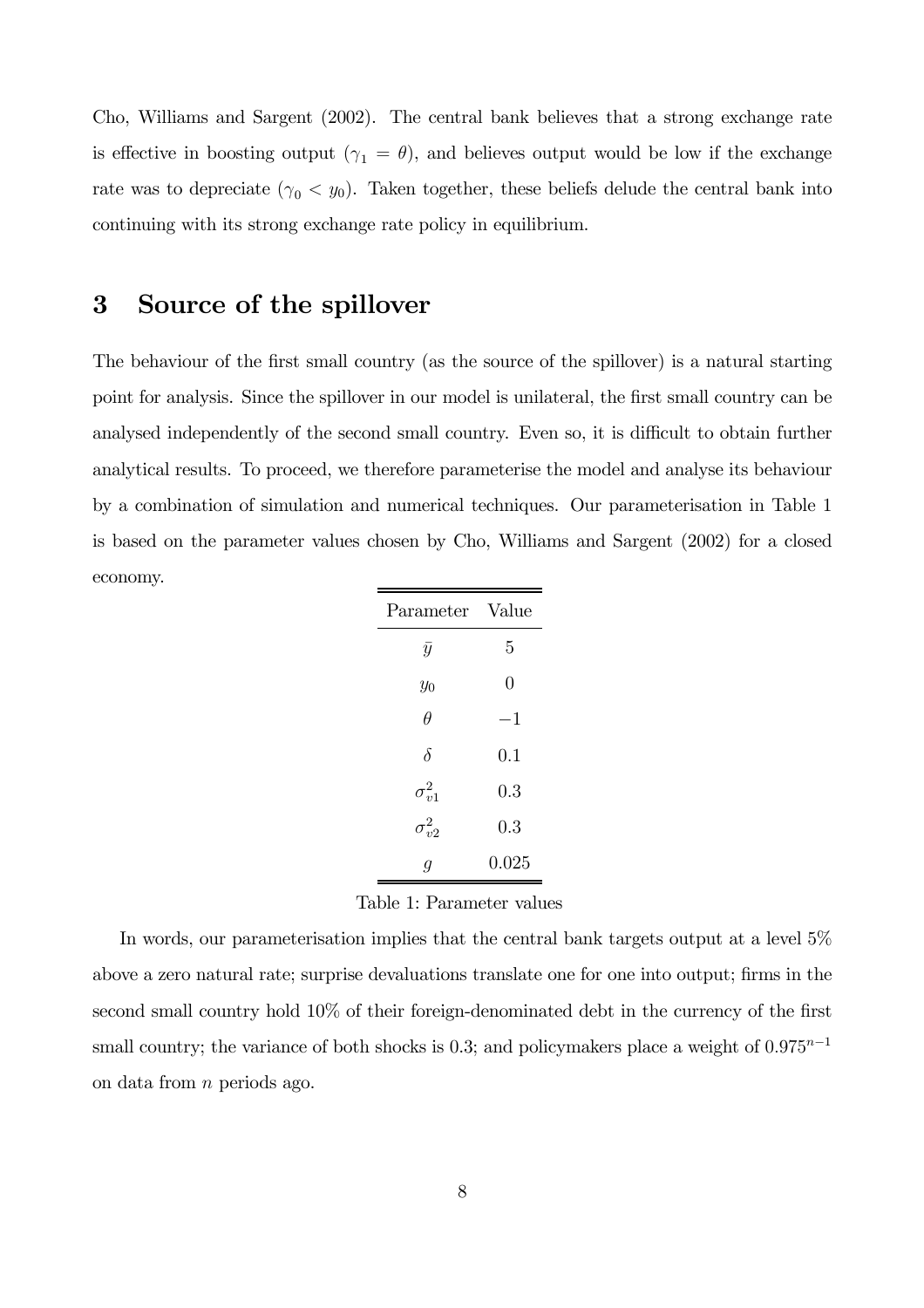Cho, Williams and Sargent (2002). The central bank believes that a strong exchange rate is effective in boosting output ($\gamma_1 = \theta$), and believes output would be low if the exchange rate was to depreciate ($\gamma_0 < y_0$). Taken together, these beliefs delude the central bank into continuing with its strong exchange rate policy in equilibrium.

# 3 Source of the spillover

The behaviour of the first small country (as the source of the spillover) is a natural starting point for analysis. Since the spillover in our model is unilateral, the first small country can be analysed independently of the second small country. Even so, it is difficult to obtain further analytical results. To proceed, we therefore parameterise the model and analyse its behaviour by a combination of simulation and numerical techniques. Our parameterisation in Table 1 is based on the parameter values chosen by Cho, Williams and Sargent (2002) for a closed economy.

| Parameter | Value |
|---|---|
| $\bar{y}$ | 5 |
| $y_0$ | 0 |
| $\theta$ | $-1$ |
| $\delta$ | 0.1 |
| $\sigma_{v1}^2$ | 0.3 |
| $\sigma_{v2}^2$ | 0.3 |
| $g$ | 0.025 |

Table 1: Parameter values

In words, our parameterisation implies that the central bank targets output at a level 5% above a zero natural rate; surprise devaluations translate one for one into output; firms in the second small country hold 10% of their foreign-denominated debt in the currency of the first small country; the variance of both shocks is 0.3; and policymakers place a weight of $0.975^{n-1}$ on data from $n$ periods ago.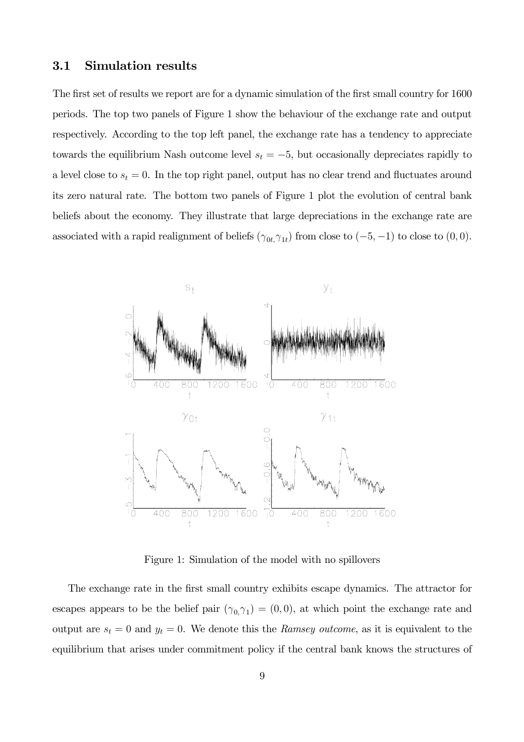### 3.1 Simulation results

The first set of results we report are for a dynamic simulation of the first small country for 1600 periods. The top two panels of Figure 1 show the behaviour of the exchange rate and output respectively. According to the top left panel, the exchange rate has a tendency to appreciate towards the equilibrium Nash outcome level $s_t = -5$, but occasionally depreciates rapidly to a level close to $s_t = 0$. In the top right panel, output has no clear trend and fluctuates around its zero natural rate. The bottom two panels of Figure 1 plot the evolution of central bank beliefs about the economy. They illustrate that large depreciations in the exchange rate are associated with a rapid realignment of beliefs $(\gamma_{0t,}\gamma_{1t})$ from close to $(-5, -1)$ to close to $(0, 0)$.

Figure 1: Simulation of the model with no spillovers

The exchange rate in the first small country exhibits escape dynamics. The attractor for escapes appears to be the belief pair $(\gamma_{0,}\gamma_1) = (0, 0)$, at which point the exchange rate and output are $s_t = 0$ and $y_t = 0$. We denote this the *Ramsey outcome*, as it is equivalent to the equilibrium that arises under commitment policy if the central bank knows the structures of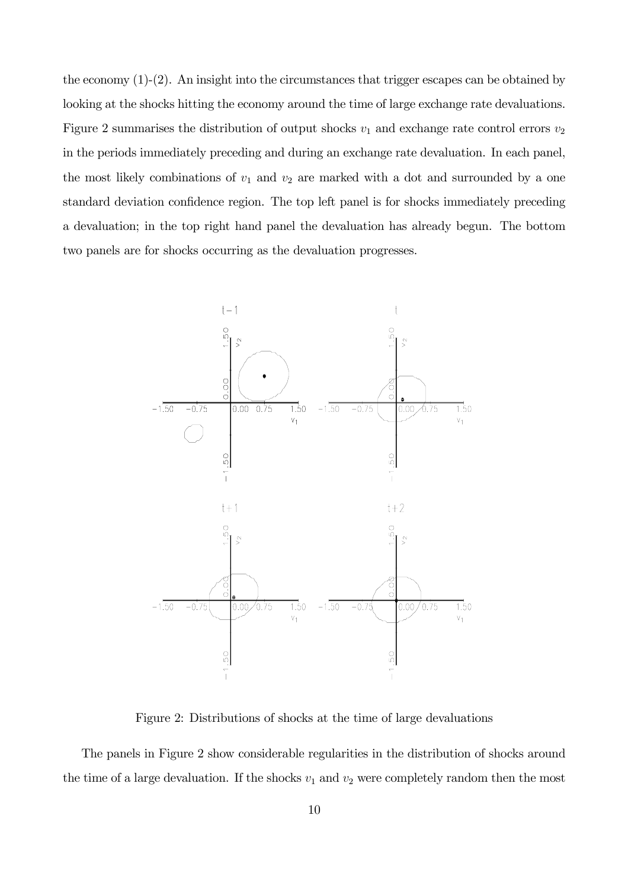the economy (1)-(2). An insight into the circumstances that trigger escapes can be obtained by looking at the shocks hitting the economy around the time of large exchange rate devaluations. Figure 2 summarises the distribution of output shocks $v_1$ and exchange rate control errors $v_2$ in the periods immediately preceding and during an exchange rate devaluation. In each panel, the most likely combinations of $v_1$ and $v_2$ are marked with a dot and surrounded by a one standard deviation confidence region. The top left panel is for shocks immediately preceding a devaluation; in the top right hand panel the devaluation has already begun. The bottom two panels are for shocks occurring as the devaluation progresses.

Figure 2: Distributions of shocks at the time of large devaluations

The panels in Figure 2 show considerable regularities in the distribution of shocks around the time of a large devaluation. If the shocks $v_1$ and $v_2$ were completely random then the most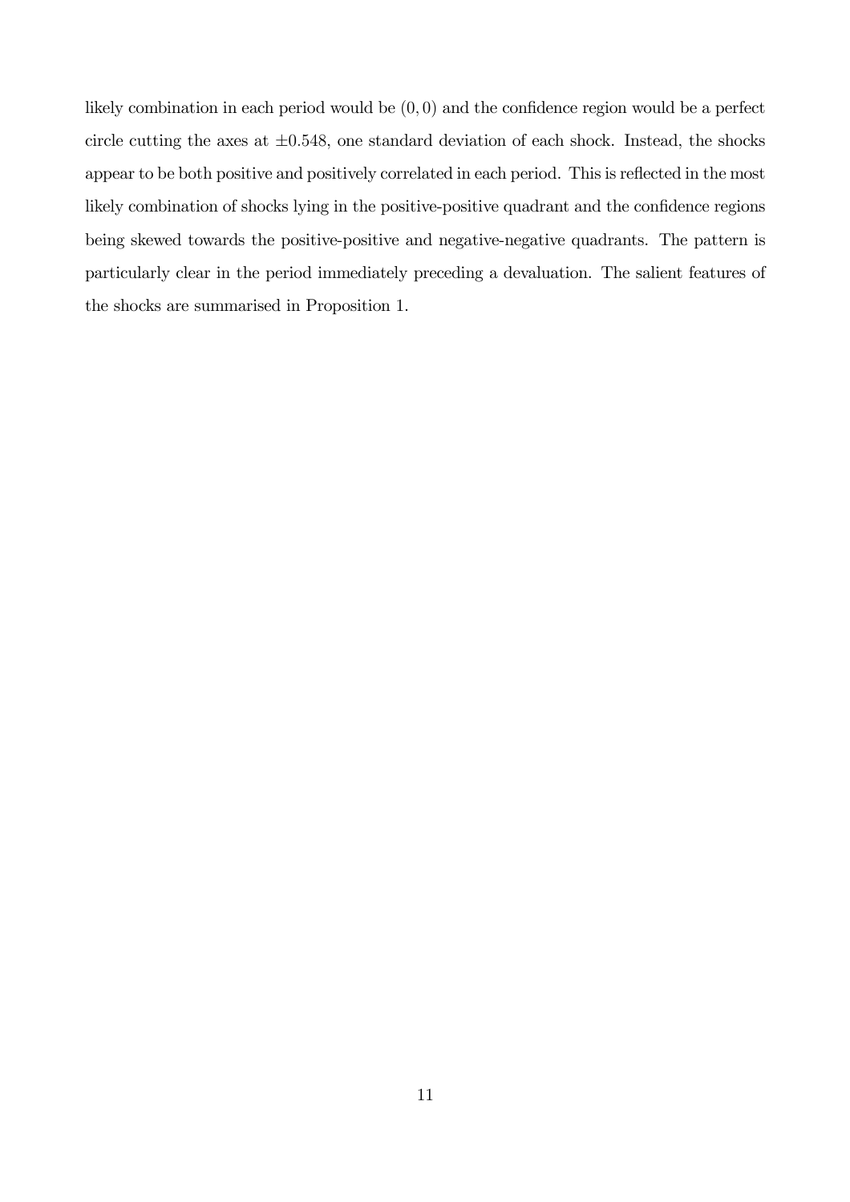likely combination in each period would be $(0, 0)$ and the confidence region would be a perfect circle cutting the axes at $\pm 0.548$, one standard deviation of each shock. Instead, the shocks appear to be both positive and positively correlated in each period. This is reflected in the most likely combination of shocks lying in the positive-positive quadrant and the confidence regions being skewed towards the positive-positive and negative-negative quadrants. The pattern is particularly clear in the period immediately preceding a devaluation. The salient features of the shocks are summarised in Proposition 1.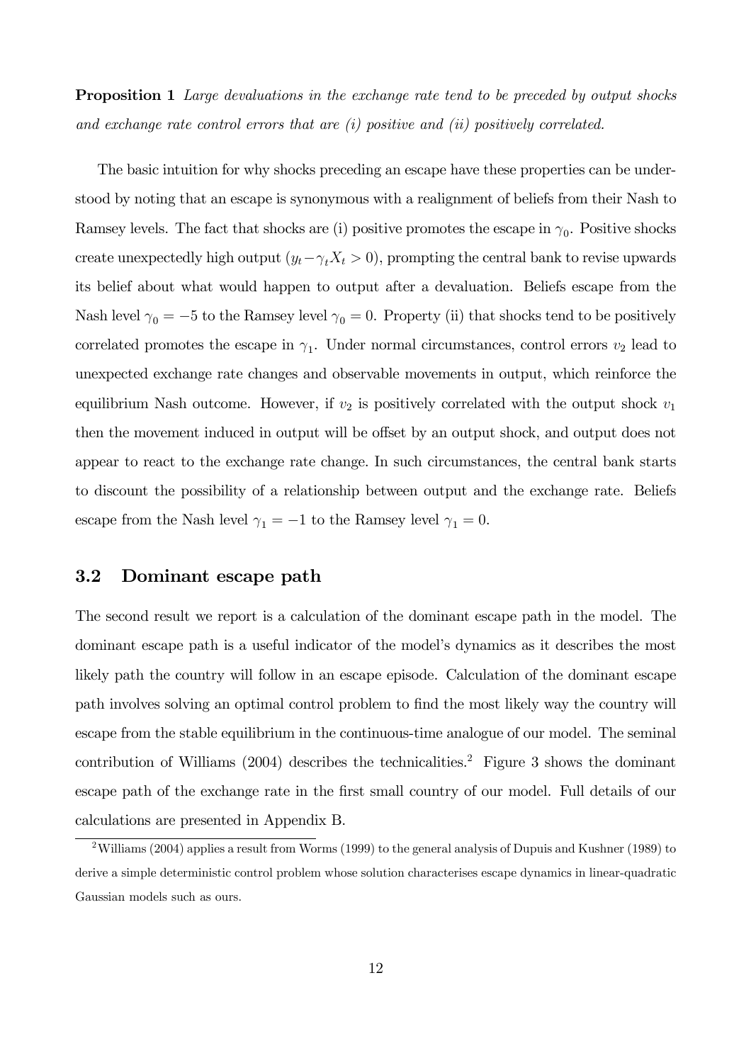**Proposition 1** *Large devaluations in the exchange rate tend to be preceded by output shocks and exchange rate control errors that are (i) positive and (ii) positively correlated.*

The basic intuition for why shocks preceding an escape have these properties can be understood by noting that an escape is synonymous with a realignment of beliefs from their Nash to Ramsey levels. The fact that shocks are (i) positive promotes the escape in $\gamma_0$. Positive shocks create unexpectedly high output ($y_t - \gamma_t X_t > 0$), prompting the central bank to revise upwards its belief about what would happen to output after a devaluation. Beliefs escape from the Nash level $\gamma_0 = -5$ to the Ramsey level $\gamma_0 = 0$. Property (ii) that shocks tend to be positively correlated promotes the escape in $\gamma_1$. Under normal circumstances, control errors $v_2$ lead to unexpected exchange rate changes and observable movements in output, which reinforce the equilibrium Nash outcome. However, if $v_2$ is positively correlated with the output shock $v_1$ then the movement induced in output will be offset by an output shock, and output does not appear to react to the exchange rate change. In such circumstances, the central bank starts to discount the possibility of a relationship between output and the exchange rate. Beliefs escape from the Nash level $\gamma_1 = -1$ to the Ramsey level $\gamma_1 = 0$.

## 3.2 Dominant escape path

The second result we report is a calculation of the dominant escape path in the model. The dominant escape path is a useful indicator of the model's dynamics as it describes the most likely path the country will follow in an escape episode. Calculation of the dominant escape path involves solving an optimal control problem to find the most likely way the country will escape from the stable equilibrium in the continuous-time analogue of our model. The seminal contribution of Williams (2004) describes the technicalities.[2] Figure 3 shows the dominant escape path of the exchange rate in the first small country of our model. Full details of our calculations are presented in Appendix B.

[2] Williams (2004) applies a result from Worms (1999) to the general analysis of Dupuis and Kushner (1989) to derive a simple deterministic control problem whose solution characterises escape dynamics in linear-quadratic Gaussian models such as ours.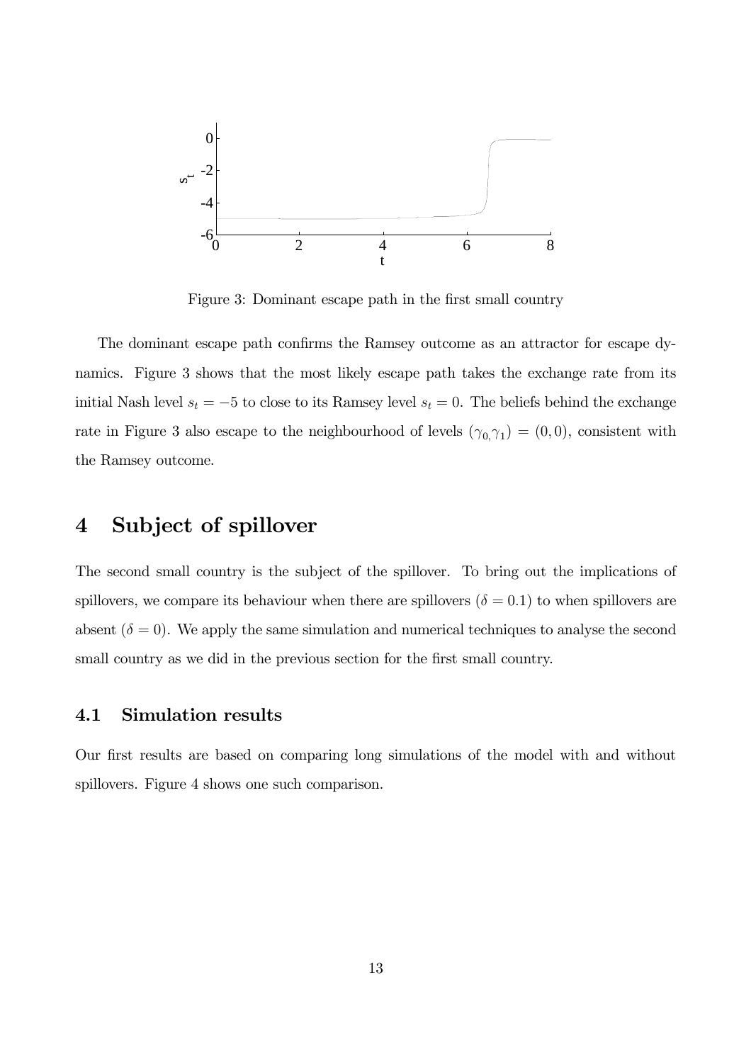Figure 3: Dominant escape path in the first small country

The dominant escape path confirms the Ramsey outcome as an attractor for escape dynamics. Figure 3 shows that the most likely escape path takes the exchange rate from its initial Nash level $s_t = -5$ to close to its Ramsey level $s_t = 0$. The beliefs behind the exchange rate in Figure 3 also escape to the neighbourhood of levels $(\gamma_{0,}\gamma_1) = (0, 0)$, consistent with the Ramsey outcome.

# 4 Subject of spillover

The second small country is the subject of the spillover. To bring out the implications of spillovers, we compare its behaviour when there are spillovers ($\delta = 0.1$) to when spillovers are absent ($\delta = 0$). We apply the same simulation and numerical techniques to analyse the second small country as we did in the previous section for the first small country.

## 4.1 Simulation results

Our first results are based on comparing long simulations of the model with and without spillovers. Figure 4 shows one such comparison.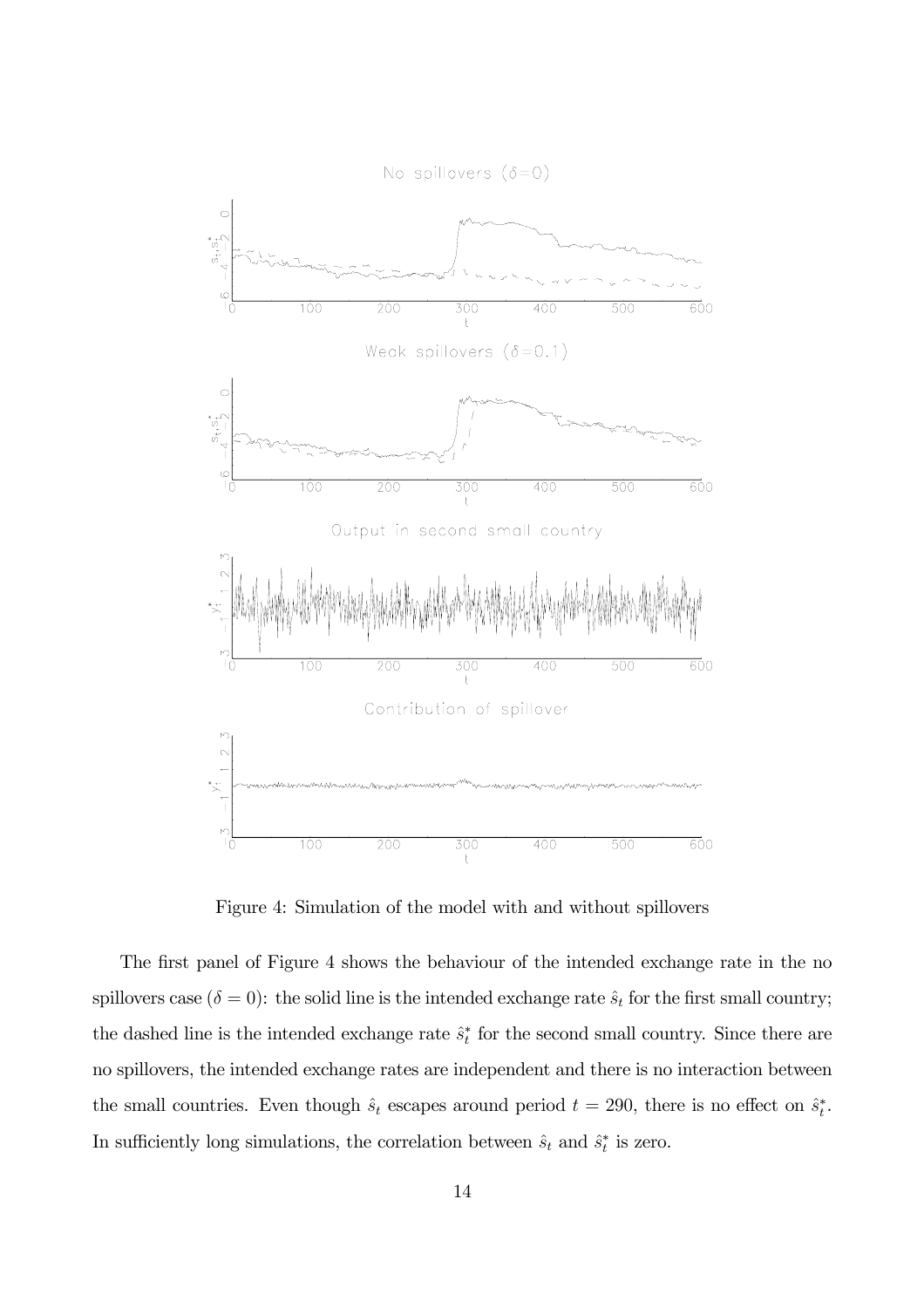Figure 4: Simulation of the model with and without spillovers

The first panel of Figure 4 shows the behaviour of the intended exchange rate in the no spillovers case ($\delta = 0$): the solid line is the intended exchange rate $\hat{s}_t$ for the first small country; the dashed line is the intended exchange rate $\hat{s}_t^*$ for the second small country. Since there are no spillovers, the intended exchange rates are independent and there is no interaction between the small countries. Even though $\hat{s}_t$ escapes around period $t = 290$, there is no effect on $\hat{s}_t^*$. In sufficiently long simulations, the correlation between $\hat{s}_t$ and $\hat{s}_t^*$ is zero.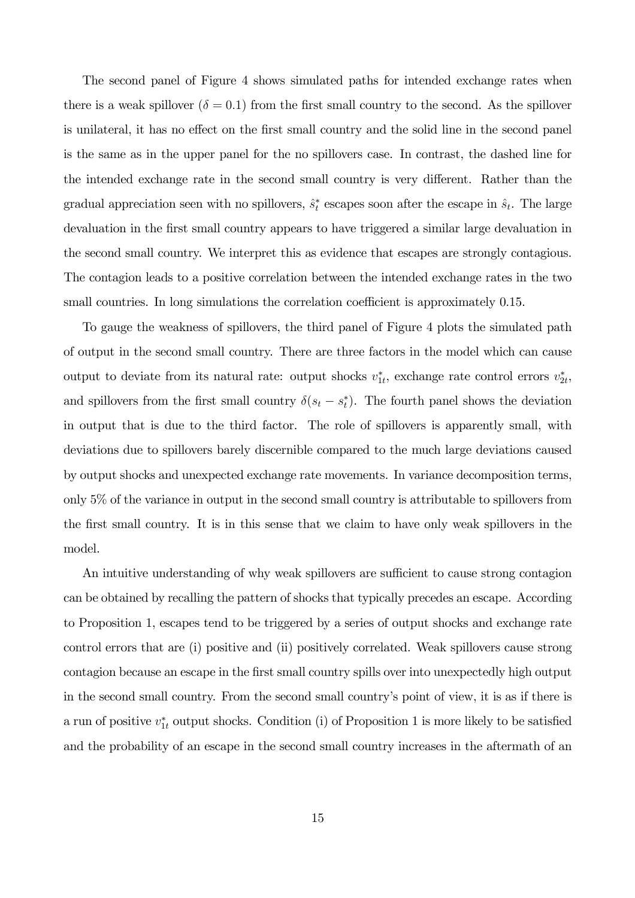The second panel of Figure 4 shows simulated paths for intended exchange rates when there is a weak spillover ($\delta = 0.1$) from the first small country to the second. As the spillover is unilateral, it has no effect on the first small country and the solid line in the second panel is the same as in the upper panel for the no spillovers case. In contrast, the dashed line for the intended exchange rate in the second small country is very different. Rather than the gradual appreciation seen with no spillovers, $\hat{s}_t^*$ escapes soon after the escape in $\hat{s}_t$. The large devaluation in the first small country appears to have triggered a similar large devaluation in the second small country. We interpret this as evidence that escapes are strongly contagious. The contagion leads to a positive correlation between the intended exchange rates in the two small countries. In long simulations the correlation coefficient is approximately 0.15.

To gauge the weakness of spillovers, the third panel of Figure 4 plots the simulated path of output in the second small country. There are three factors in the model which can cause output to deviate from its natural rate: output shocks $v_{1t}^*$, exchange rate control errors $v_{2t}^*$, and spillovers from the first small country $\delta(s_t - s_t^*)$. The fourth panel shows the deviation in output that is due to the third factor. The role of spillovers is apparently small, with deviations due to spillovers barely discernible compared to the much large deviations caused by output shocks and unexpected exchange rate movements. In variance decomposition terms, only 5% of the variance in output in the second small country is attributable to spillovers from the first small country. It is in this sense that we claim to have only weak spillovers in the model.

An intuitive understanding of why weak spillovers are sufficient to cause strong contagion can be obtained by recalling the pattern of shocks that typically precedes an escape. According to Proposition 1, escapes tend to be triggered by a series of output shocks and exchange rate control errors that are (i) positive and (ii) positively correlated. Weak spillovers cause strong contagion because an escape in the first small country spills over into unexpectedly high output in the second small country. From the second small country's point of view, it is as if there is a run of positive $v_{1t}^*$ output shocks. Condition (i) of Proposition 1 is more likely to be satisfied and the probability of an escape in the second small country increases in the aftermath of an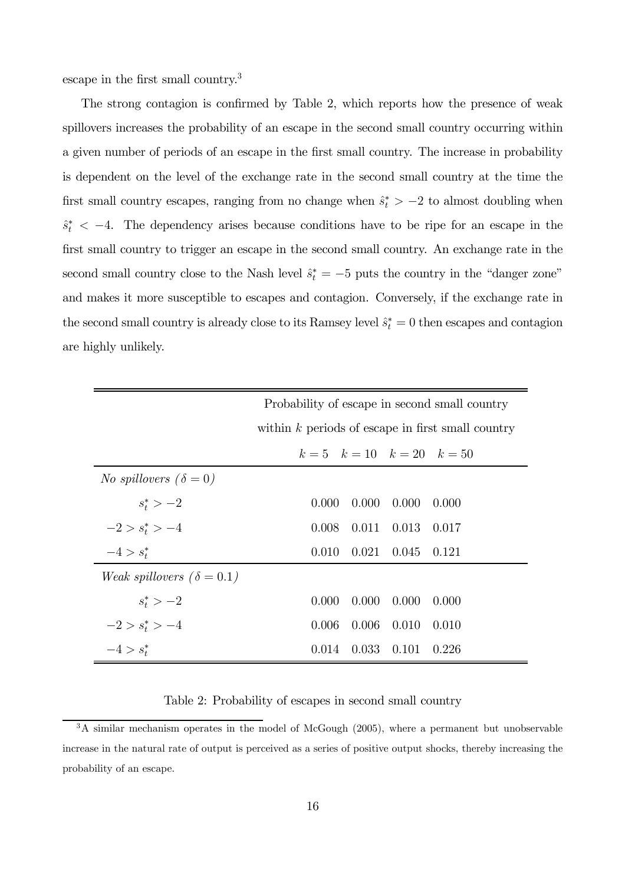escape in the first small country.[3]

The strong contagion is confirmed by Table 2, which reports how the presence of weak spillovers increases the probability of an escape in the second small country occurring within a given number of periods of an escape in the first small country. The increase in probability is dependent on the level of the exchange rate in the second small country at the time the first small country escapes, ranging from no change when $\hat{s}_t^* > -2$ to almost doubling when $\hat{s}_t^* < -4$. The dependency arises because conditions have to be ripe for an escape in the first small country to trigger an escape in the second small country. An exchange rate in the second small country close to the Nash level $\hat{s}_t^* = -5$ puts the country in the "danger zone" and makes it more susceptible to escapes and contagion. Conversely, if the exchange rate in the second small country is already close to its Ramsey level $\hat{s}_t^* = 0$ then escapes and contagion are highly unlikely.

| | Probability of escape in second small country within $k$ periods of escape in first small country | | | |
|---|---|---|---|---|
| | $k = 5$ | $k = 10$ | $k = 20$ | $k = 50$ |
| *No spillovers ($\delta = 0$)* | | | | |
| $s_t^* > -2$ | 0.000 | 0.000 | 0.000 | 0.000 |
| $-2 > s_t^* > -4$ | 0.008 | 0.011 | 0.013 | 0.017 |
| $-4 > s_t^*$ | 0.010 | 0.021 | 0.045 | 0.121 |
| *Weak spillovers ($\delta = 0.1$)* | | | | |
| $s_t^* > -2$ | 0.000 | 0.000 | 0.000 | 0.000 |
| $-2 > s_t^* > -4$ | 0.006 | 0.006 | 0.010 | 0.010 |
| $-4 > s_t^*$ | 0.014 | 0.033 | 0.101 | 0.226 |

Table 2: Probability of escapes in second small country

[3] A similar mechanism operates in the model of McGough (2005), where a permanent but unobservable increase in the natural rate of output is perceived as a series of positive output shocks, thereby increasing the probability of an escape.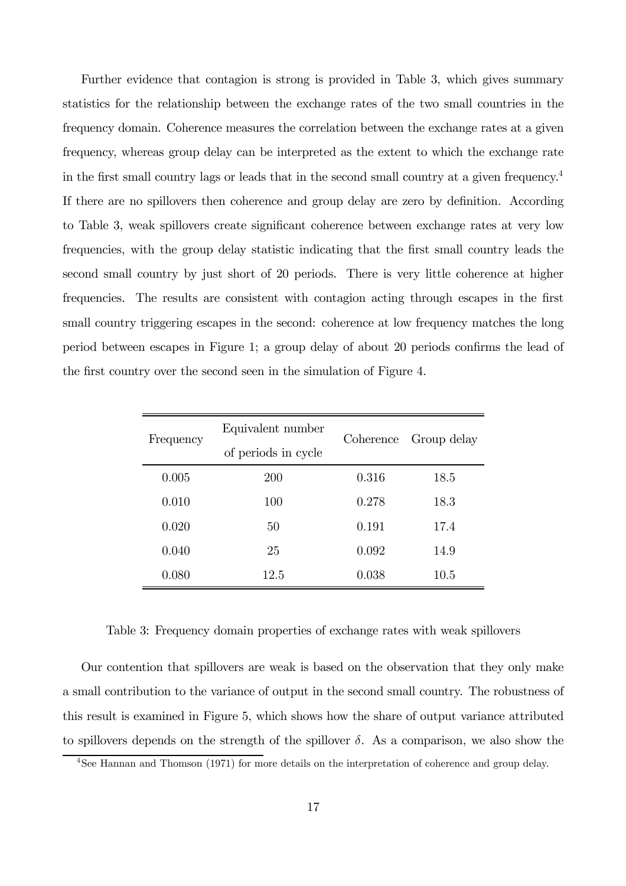Further evidence that contagion is strong is provided in Table 3, which gives summary statistics for the relationship between the exchange rates of the two small countries in the frequency domain. Coherence measures the correlation between the exchange rates at a given frequency, whereas group delay can be interpreted as the extent to which the exchange rate in the first small country lags or leads that in the second small country at a given frequency.[4] If there are no spillovers then coherence and group delay are zero by definition. According to Table 3, weak spillovers create significant coherence between exchange rates at very low frequencies, with the group delay statistic indicating that the first small country leads the second small country by just short of 20 periods. There is very little coherence at higher frequencies. The results are consistent with contagion acting through escapes in the first small country triggering escapes in the second: coherence at low frequency matches the long period between escapes in Figure 1; a group delay of about 20 periods confirms the lead of the first country over the second seen in the simulation of Figure 4.

| Frequency | Equivalent number of periods in cycle | Coherence | Group delay |
|---|---|---|---|
| 0.005 | 200 | 0.316 | 18.5 |
| 0.010 | 100 | 0.278 | 18.3 |
| 0.020 | 50 | 0.191 | 17.4 |
| 0.040 | 25 | 0.092 | 14.9 |
| 0.080 | 12.5 | 0.038 | 10.5 |

Table 3: Frequency domain properties of exchange rates with weak spillovers

Our contention that spillovers are weak is based on the observation that they only make a small contribution to the variance of output in the second small country. The robustness of this result is examined in Figure 5, which shows how the share of output variance attributed to spillovers depends on the strength of the spillover $\delta$. As a comparison, we also show the

[4] See Hannan and Thomson (1971) for more details on the interpretation of coherence and group delay.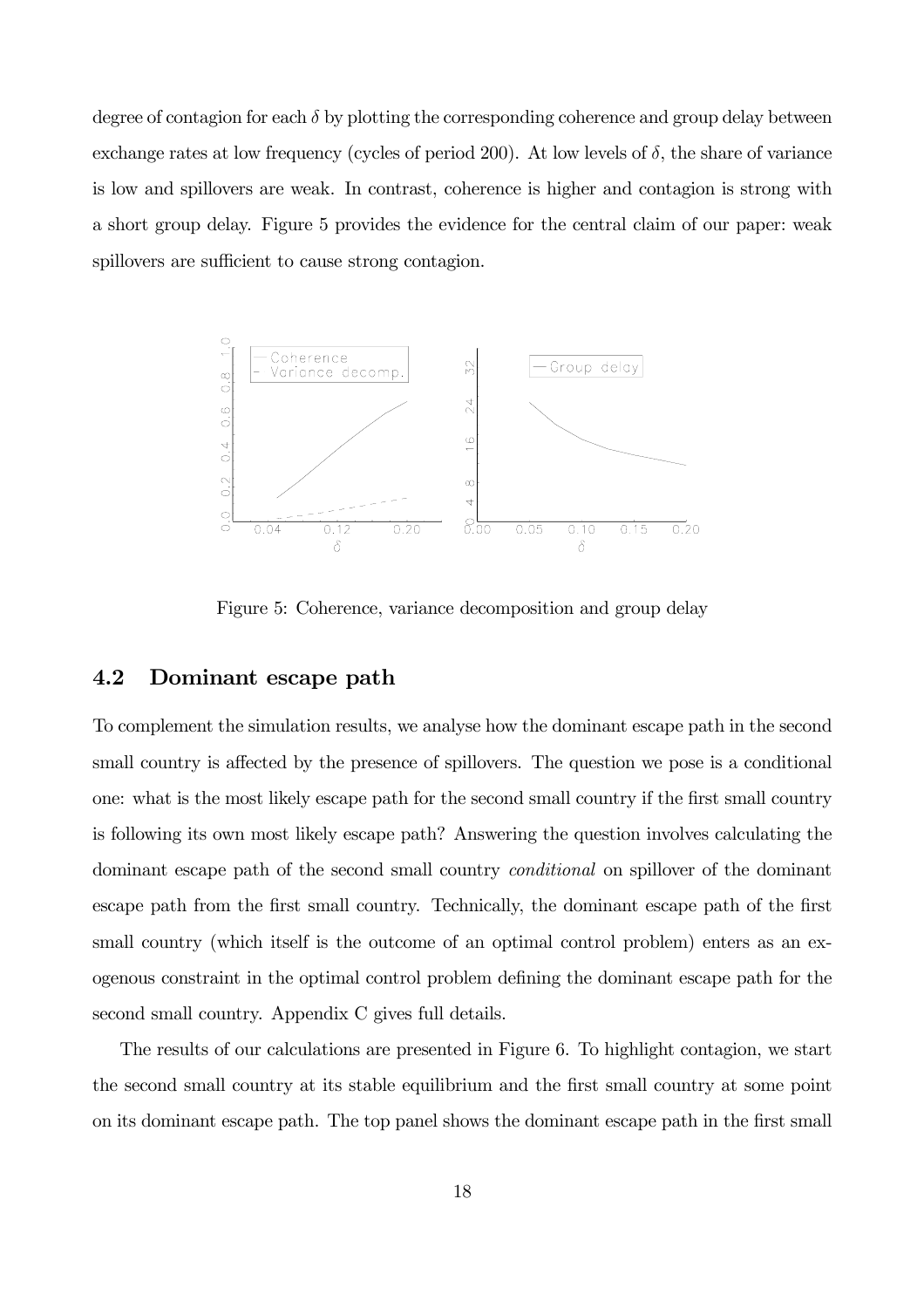degree of contagion for each $\delta$ by plotting the corresponding coherence and group delay between exchange rates at low frequency (cycles of period 200). At low levels of $\delta$, the share of variance is low and spillovers are weak. In contrast, coherence is higher and contagion is strong with a short group delay. Figure 5 provides the evidence for the central claim of our paper: weak spillovers are sufficient to cause strong contagion.

Figure 5: Coherence, variance decomposition and group delay

## 4.2 Dominant escape path

To complement the simulation results, we analyse how the dominant escape path in the second small country is affected by the presence of spillovers. The question we pose is a conditional one: what is the most likely escape path for the second small country if the first small country is following its own most likely escape path? Answering the question involves calculating the dominant escape path of the second small country *conditional* on spillover of the dominant escape path from the first small country. Technically, the dominant escape path of the first small country (which itself is the outcome of an optimal control problem) enters as an exogenous constraint in the optimal control problem defining the dominant escape path for the second small country. Appendix C gives full details.

The results of our calculations are presented in Figure 6. To highlight contagion, we start the second small country at its stable equilibrium and the first small country at some point on its dominant escape path. The top panel shows the dominant escape path in the first small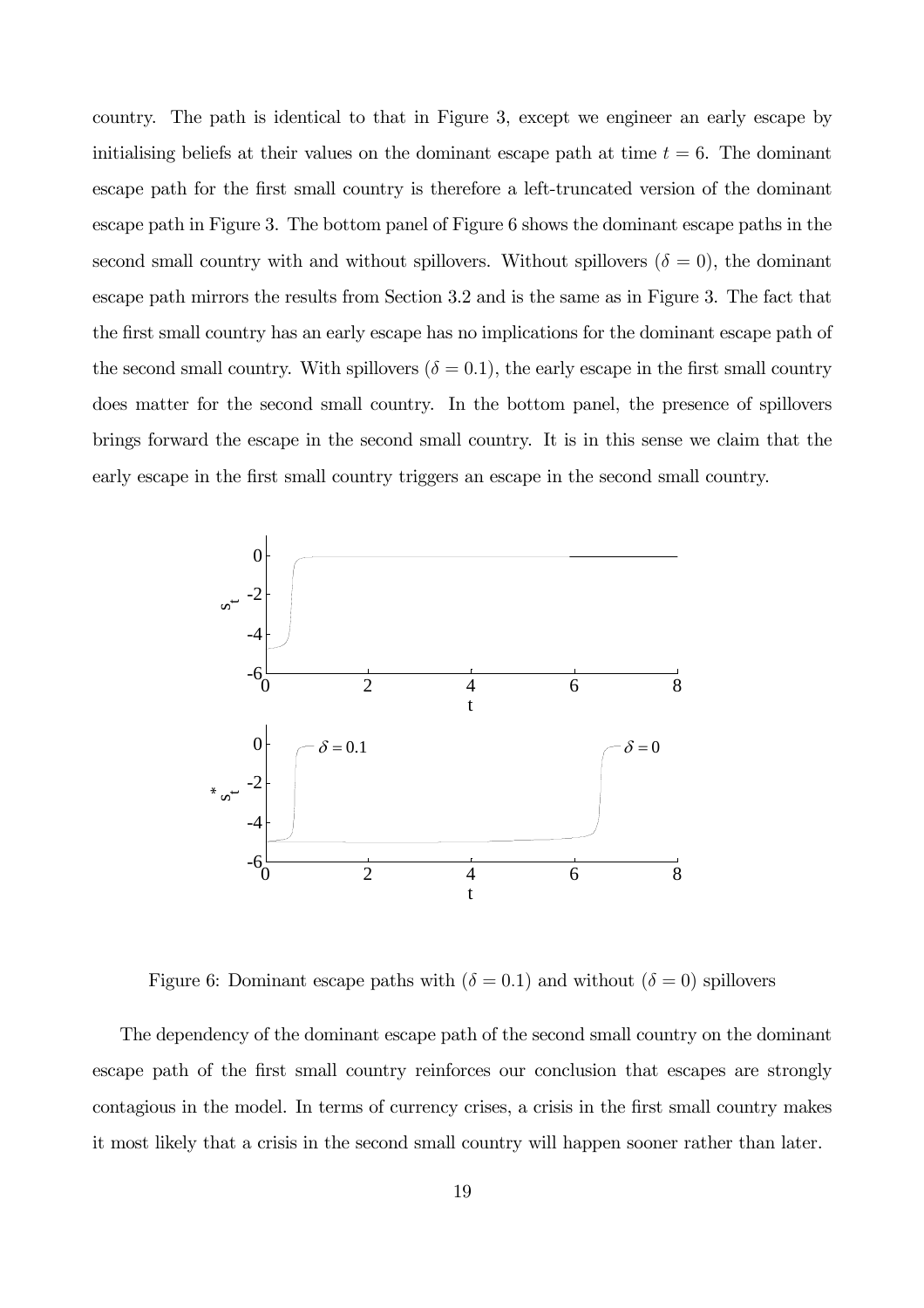country. The path is identical to that in Figure 3, except we engineer an early escape by initialising beliefs at their values on the dominant escape path at time $t = 6$. The dominant escape path for the first small country is therefore a left-truncated version of the dominant escape path in Figure 3. The bottom panel of Figure 6 shows the dominant escape paths in the second small country with and without spillovers. Without spillovers ($\delta = 0$), the dominant escape path mirrors the results from Section 3.2 and is the same as in Figure 3. The fact that the first small country has an early escape has no implications for the dominant escape path of the second small country. With spillovers ($\delta = 0.1$), the early escape in the first small country does matter for the second small country. In the bottom panel, the presence of spillovers brings forward the escape in the second small country. It is in this sense we claim that the early escape in the first small country triggers an escape in the second small country.

Figure 6: Dominant escape paths with ($\delta = 0.1$) and without ($\delta = 0$) spillovers

The dependency of the dominant escape path of the second small country on the dominant escape path of the first small country reinforces our conclusion that escapes are strongly contagious in the model. In terms of currency crises, a crisis in the first small country makes it most likely that a crisis in the second small country will happen sooner rather than later.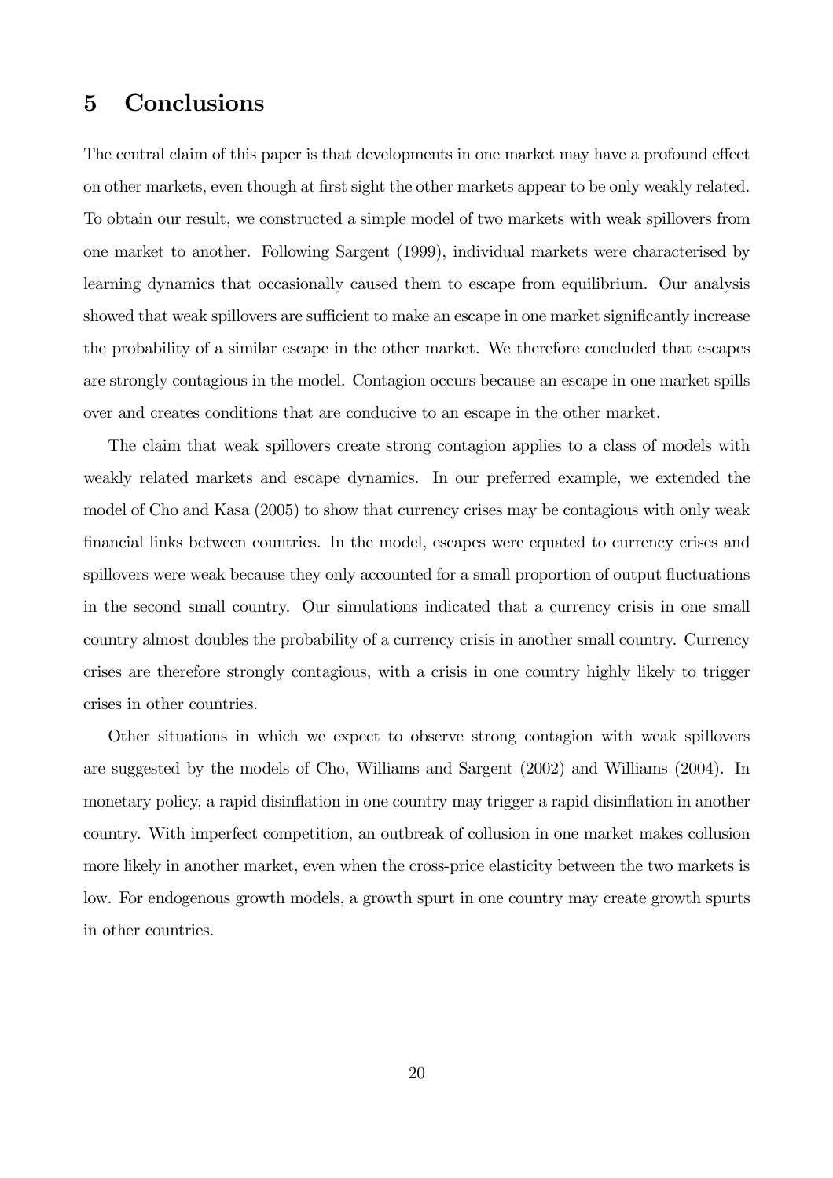## 5 Conclusions

The central claim of this paper is that developments in one market may have a profound effect on other markets, even though at first sight the other markets appear to be only weakly related. To obtain our result, we constructed a simple model of two markets with weak spillovers from one market to another. Following Sargent (1999), individual markets were characterised by learning dynamics that occasionally caused them to escape from equilibrium. Our analysis showed that weak spillovers are sufficient to make an escape in one market significantly increase the probability of a similar escape in the other market. We therefore concluded that escapes are strongly contagious in the model. Contagion occurs because an escape in one market spills over and creates conditions that are conducive to an escape in the other market.

The claim that weak spillovers create strong contagion applies to a class of models with weakly related markets and escape dynamics. In our preferred example, we extended the model of Cho and Kasa (2005) to show that currency crises may be contagious with only weak financial links between countries. In the model, escapes were equated to currency crises and spillovers were weak because they only accounted for a small proportion of output fluctuations in the second small country. Our simulations indicated that a currency crisis in one small country almost doubles the probability of a currency crisis in another small country. Currency crises are therefore strongly contagious, with a crisis in one country highly likely to trigger crises in other countries.

Other situations in which we expect to observe strong contagion with weak spillovers are suggested by the models of Cho, Williams and Sargent (2002) and Williams (2004). In monetary policy, a rapid disinflation in one country may trigger a rapid disinflation in another country. With imperfect competition, an outbreak of collusion in one market makes collusion more likely in another market, even when the cross-price elasticity between the two markets is low. For endogenous growth models, a growth spurt in one country may create growth spurts in other countries.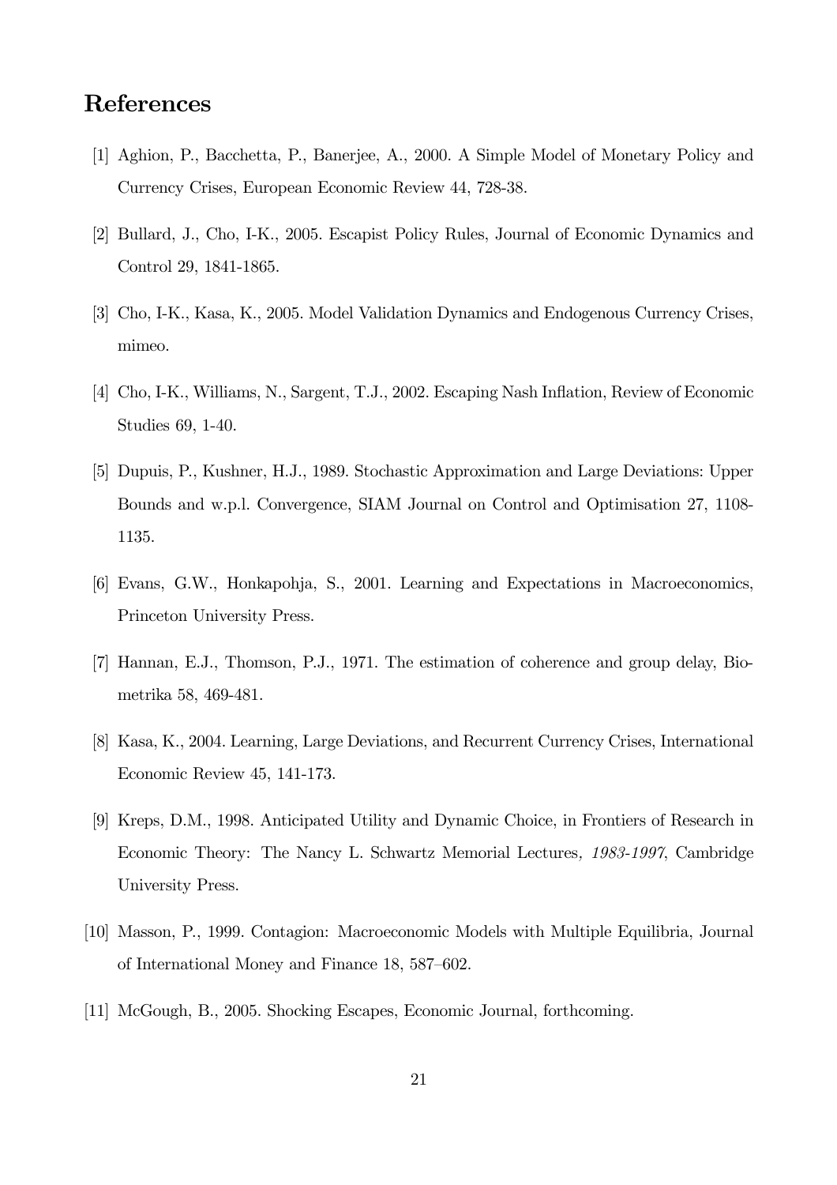## References

[1] Aghion, P., Bacchetta, P., Banerjee, A., 2000. A Simple Model of Monetary Policy and Currency Crises, European Economic Review 44, 728-38.

[2] Bullard, J., Cho, I-K., 2005. Escapist Policy Rules, Journal of Economic Dynamics and Control 29, 1841-1865.

[3] Cho, I-K., Kasa, K., 2005. Model Validation Dynamics and Endogenous Currency Crises, mimeo.

[4] Cho, I-K., Williams, N., Sargent, T.J., 2002. Escaping Nash Inflation, Review of Economic Studies 69, 1-40.

[5] Dupuis, P., Kushner, H.J., 1989. Stochastic Approximation and Large Deviations: Upper Bounds and w.p.l. Convergence, SIAM Journal on Control and Optimisation 27, 1108-1135.

[6] Evans, G.W., Honkapohja, S., 2001. Learning and Expectations in Macroeconomics, Princeton University Press.

[7] Hannan, E.J., Thomson, P.J., 1971. The estimation of coherence and group delay, Biometrika 58, 469-481.

[8] Kasa, K., 2004. Learning, Large Deviations, and Recurrent Currency Crises, International Economic Review 45, 141-173.

[9] Kreps, D.M., 1998. Anticipated Utility and Dynamic Choice, in Frontiers of Research in Economic Theory: The Nancy L. Schwartz Memorial Lectures*, 1983-1997*, Cambridge University Press.

[10] Masson, P., 1999. Contagion: Macroeconomic Models with Multiple Equilibria, Journal of International Money and Finance 18, 587–602.

[11] McGough, B., 2005. Shocking Escapes, Economic Journal, forthcoming.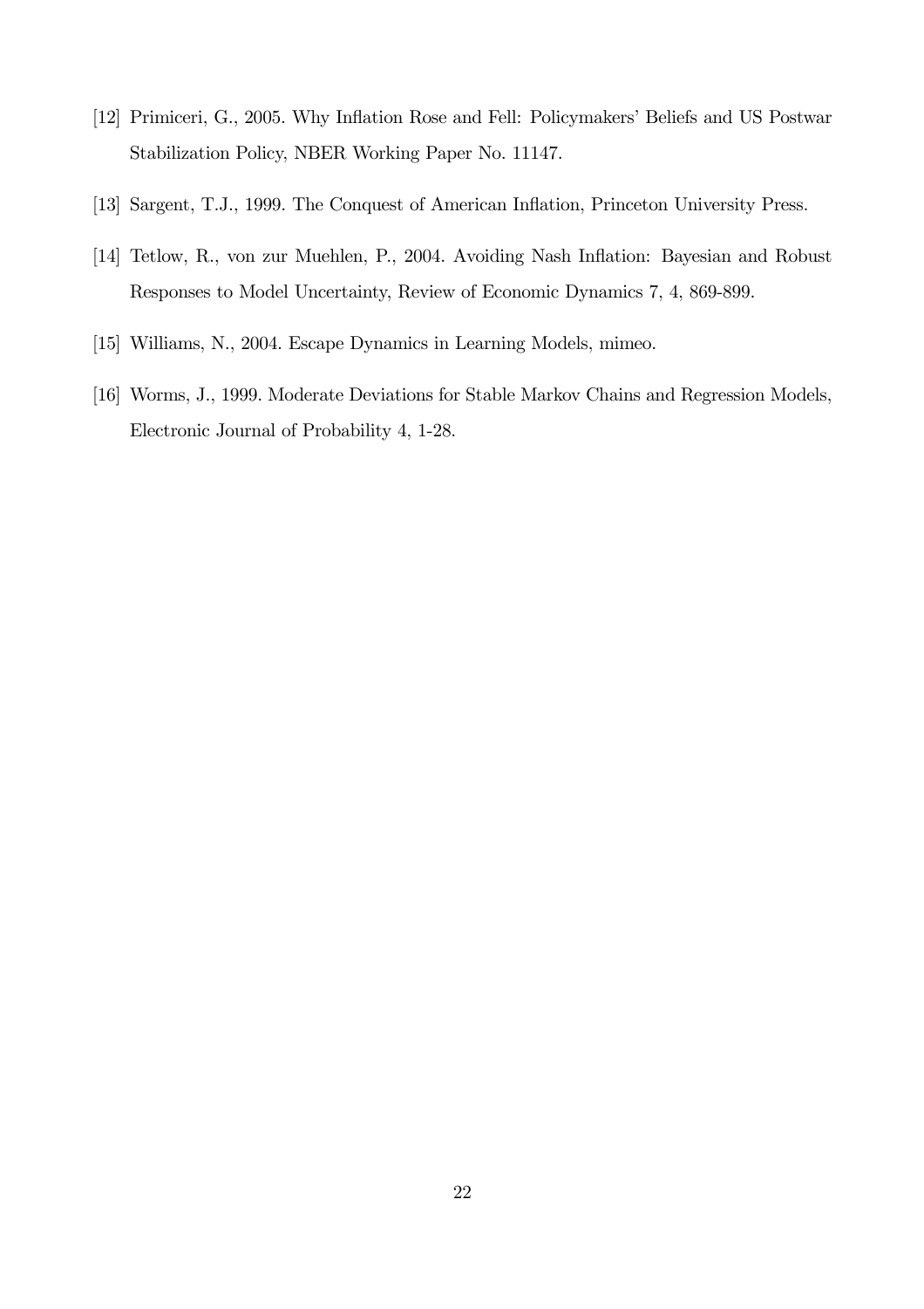[12] Primiceri, G., 2005. Why Inflation Rose and Fell: Policymakers' Beliefs and US Postwar Stabilization Policy, NBER Working Paper No. 11147.

[13] Sargent, T.J., 1999. The Conquest of American Inflation, Princeton University Press.

[14] Tetlow, R., von zur Muehlen, P., 2004. Avoiding Nash Inflation: Bayesian and Robust Responses to Model Uncertainty, Review of Economic Dynamics 7, 4, 869-899.

[15] Williams, N., 2004. Escape Dynamics in Learning Models, mimeo.

[16] Worms, J., 1999. Moderate Deviations for Stable Markov Chains and Regression Models, Electronic Journal of Probability 4, 1-28.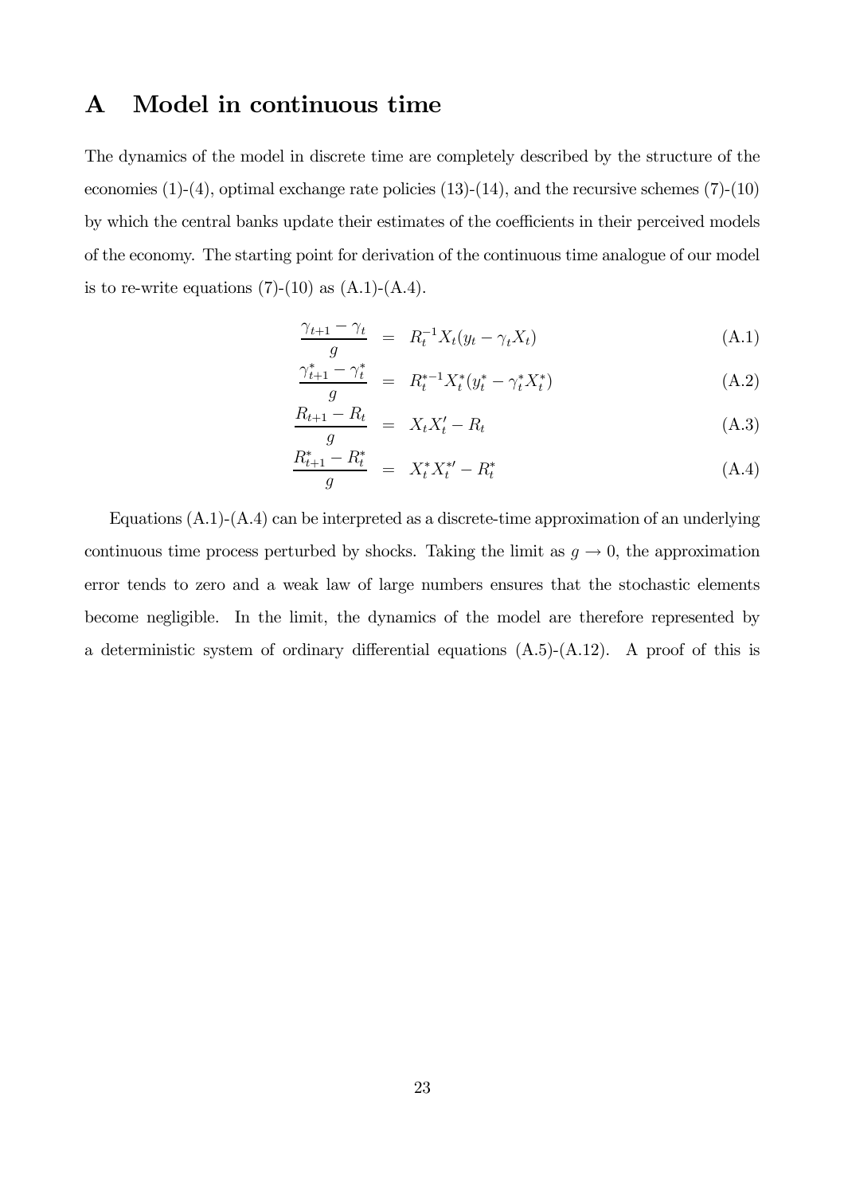# A Model in continuous time

The dynamics of the model in discrete time are completely described by the structure of the economies (1)-(4), optimal exchange rate policies (13)-(14), and the recursive schemes (7)-(10) by which the central banks update their estimates of the coefficients in their perceived models of the economy. The starting point for derivation of the continuous time analogue of our model is to re-write equations (7)-(10) as (A.1)-(A.4).

$$\frac{\gamma_{t+1} - \gamma_t}{g} = R_t^{-1} X_t (y_t - \gamma_t X_t) \tag{A.1}$$

$$\frac{\gamma_{t+1}^* - \gamma_t^*}{g} = R_t^{*-1} X_t^* (y_t^* - \gamma_t^* X_t^*) \tag{A.2}$$

$$\frac{R_{t+1} - R_t}{g} = X_t X_t' - R_t \tag{A.3}$$

$$\frac{R_{t+1}^* - R_t^*}{g} = X_t^* X_t^{*\prime} - R_t^* \tag{A.4}$$

Equations (A.1)-(A.4) can be interpreted as a discrete-time approximation of an underlying continuous time process perturbed by shocks. Taking the limit as $g \to 0$, the approximation error tends to zero and a weak law of large numbers ensures that the stochastic elements become negligible. In the limit, the dynamics of the model are therefore represented by a deterministic system of ordinary differential equations (A.5)-(A.12). A proof of this is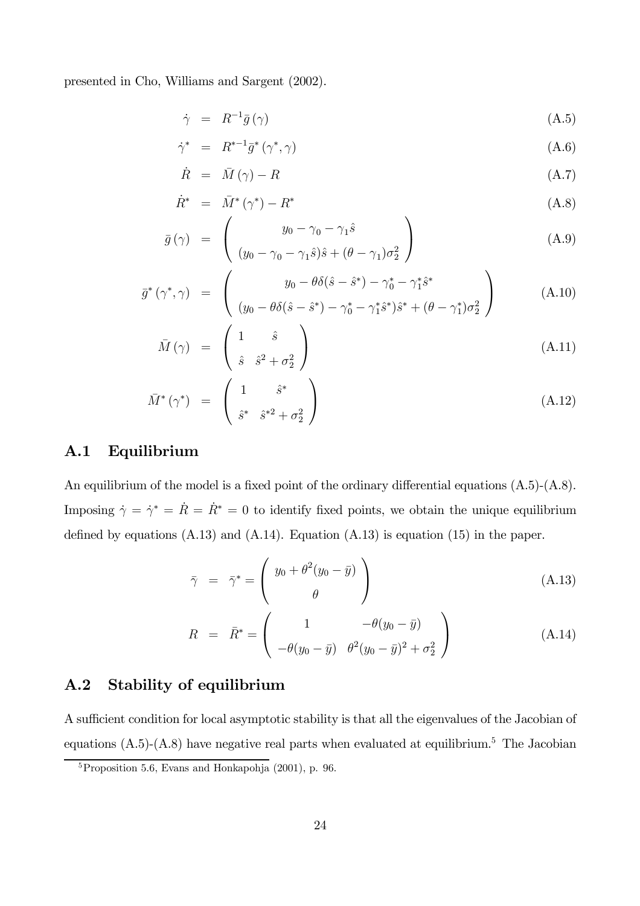presented in Cho, Williams and Sargent (2002).

$$\dot{\gamma} = R^{-1}\bar{g}(\gamma) \tag{A.5}$$

$$\dot{\gamma}^* = R^{*-1}\bar{g}^*(\gamma^*, \gamma) \tag{A.6}$$

$$\dot{R} = \bar{M}(\gamma) - R \tag{A.7}$$

$$\dot{R}^* = \bar{M}^*(\gamma^*) - R^* \tag{A.8}$$

$$\bar{g}(\gamma) = \begin{pmatrix} y_0 - \gamma_0 - \gamma_1 \hat{s} \\ (y_0 - \gamma_0 - \gamma_1 \hat{s})\hat{s} + (\theta - \gamma_1)\sigma_2^2 \end{pmatrix} \tag{A.9}$$

$$\bar{g}^*(\gamma^*, \gamma) = \begin{pmatrix} y_0 - \theta\delta(\hat{s} - \hat{s}^*) - \gamma_0^* - \gamma_1^* \hat{s}^* \\ (y_0 - \theta\delta(\hat{s} - \hat{s}^*) - \gamma_0^* - \gamma_1^* \hat{s}^*)\hat{s}^* + (\theta - \gamma_1^*)\sigma_2^2 \end{pmatrix} \tag{A.10}$$

$$\bar{M}(\gamma) = \begin{pmatrix} 1 & \hat{s} \\ \hat{s} & \hat{s}^2 + \sigma_2^2 \end{pmatrix} \tag{A.11}$$

$$\bar{M}^*(\gamma^*) = \begin{pmatrix} 1 & \hat{s}^* \\ \hat{s}^* & \hat{s}^{*2} + \sigma_2^2 \end{pmatrix} \tag{A.12}$$

## A.1 Equilibrium

An equilibrium of the model is a fixed point of the ordinary differential equations (A.5)-(A.8). Imposing $\dot{\gamma} = \dot{\gamma}^* = \dot{R} = \dot{R}^* = 0$ to identify fixed points, we obtain the unique equilibrium defined by equations (A.13) and (A.14). Equation (A.13) is equation (15) in the paper.

$$\bar{\gamma} = \bar{\gamma}^* = \begin{pmatrix} y_0 + \theta^2(y_0 - \bar{y}) \\ \theta \end{pmatrix} \tag{A.13}$$

$$R = \bar{R}^* = \begin{pmatrix} 1 & -\theta(y_0 - \bar{y}) \\ -\theta(y_0 - \bar{y}) & \theta^2(y_0 - \bar{y})^2 + \sigma_2^2 \end{pmatrix} \tag{A.14}$$

## A.2 Stability of equilibrium

A sufficient condition for local asymptotic stability is that all the eigenvalues of the Jacobian of equations (A.5)-(A.8) have negative real parts when evaluated at equilibrium.[5] The Jacobian

[5] Proposition 5.6, Evans and Honkapohja (2001), p. 96.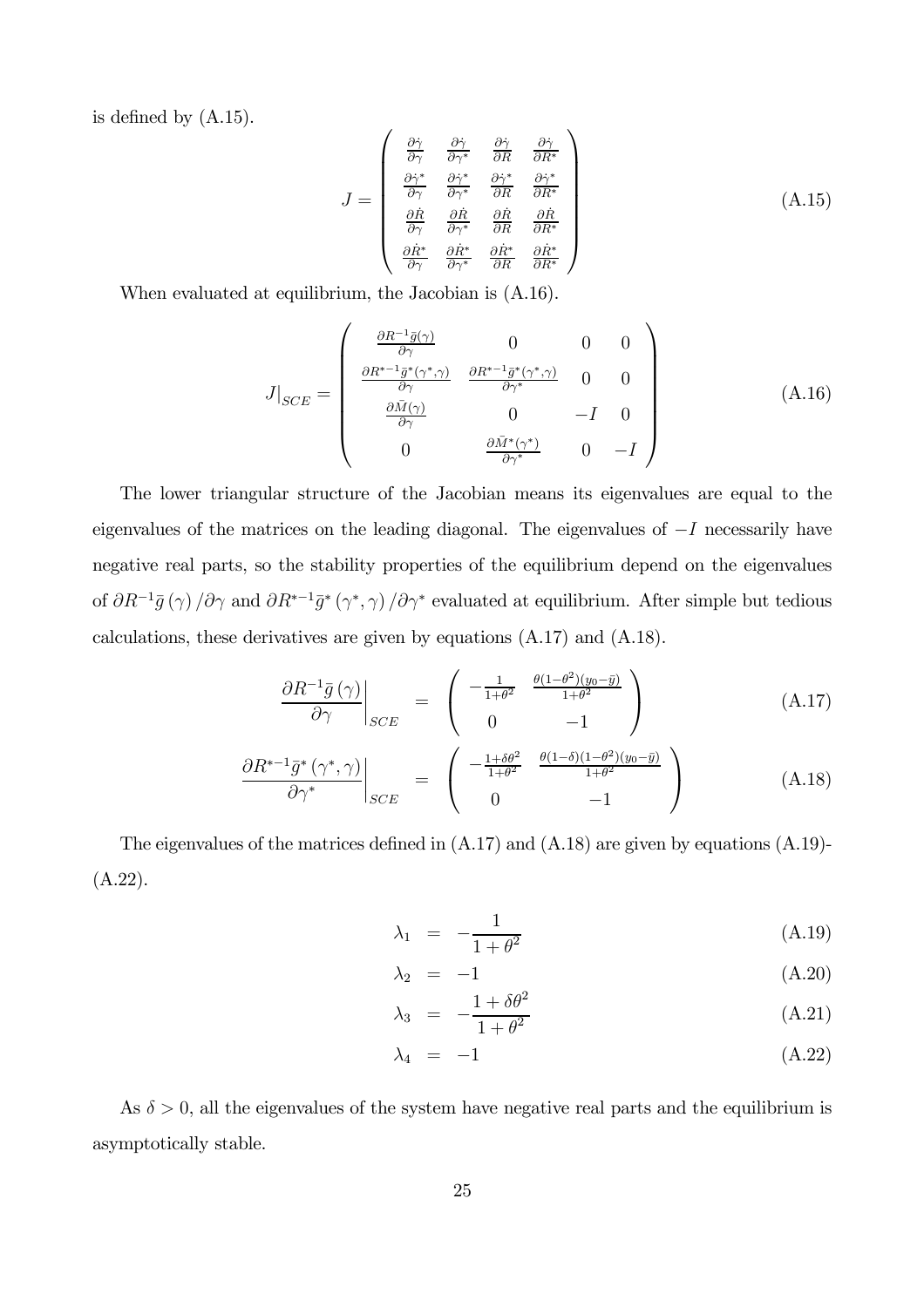is defined by (A.15).

$$J = \begin{pmatrix} \frac{\partial \dot{\gamma}}{\partial \gamma} & \frac{\partial \dot{\gamma}}{\partial \gamma^*} & \frac{\partial \dot{\gamma}}{\partial R} & \frac{\partial \dot{\gamma}}{\partial R^*} \\ \frac{\partial \dot{\gamma}^*}{\partial \gamma} & \frac{\partial \dot{\gamma}^*}{\partial \gamma^*} & \frac{\partial \dot{\gamma}^*}{\partial R} & \frac{\partial \dot{\gamma}^*}{\partial R^*} \\ \frac{\partial \dot{R}}{\partial \gamma} & \frac{\partial \dot{R}}{\partial \gamma^*} & \frac{\partial \dot{R}}{\partial R} & \frac{\partial \dot{R}}{\partial R^*} \\ \frac{\partial \dot{R}^*}{\partial \gamma} & \frac{\partial \dot{R}^*}{\partial \gamma^*} & \frac{\partial \dot{R}^*}{\partial R} & \frac{\partial \dot{R}^*}{\partial R^*} \end{pmatrix} \tag{A.15}$$

When evaluated at equilibrium, the Jacobian is (A.16).

$$J|_{SCE} = \begin{pmatrix} \frac{\partial R^{-1}\bar{g}(\gamma)}{\partial \gamma} & 0 & 0 & 0 \\ \frac{\partial R^{*-1}\bar{g}^*(\gamma^*,\gamma)}{\partial \gamma} & \frac{\partial R^{*-1}\bar{g}^*(\gamma^*,\gamma)}{\partial \gamma^*} & 0 & 0 \\ \frac{\partial \bar{M}(\gamma)}{\partial \gamma} & 0 & -I & 0 \\ 0 & \frac{\partial \bar{M}^*(\gamma^*)}{\partial \gamma^*} & 0 & -I \end{pmatrix} \tag{A.16}$$

The lower triangular structure of the Jacobian means its eigenvalues are equal to the eigenvalues of the matrices on the leading diagonal. The eigenvalues of $-I$ necessarily have negative real parts, so the stability properties of the equilibrium depend on the eigenvalues of $\partial R^{-1}\bar{g}(\gamma)/\partial\gamma$ and $\partial R^{*-1}\bar{g}^*(\gamma^*,\gamma)/\partial\gamma^*$ evaluated at equilibrium. After simple but tedious calculations, these derivatives are given by equations (A.17) and (A.18).

$$\left.\frac{\partial R^{-1}\bar{g}(\gamma)}{\partial \gamma}\right|_{SCE} = \begin{pmatrix} -\frac{1}{1+\theta^2} & \frac{\theta(1-\theta^2)(y_0-\bar{y})}{1+\theta^2} \\ 0 & -1 \end{pmatrix} \tag{A.17}$$

$$\left.\frac{\partial R^{*-1}\bar{g}^*(\gamma^*,\gamma)}{\partial \gamma^*}\right|_{SCE} = \begin{pmatrix} -\frac{1+\delta\theta^2}{1+\theta^2} & \frac{\theta(1-\delta)(1-\theta^2)(y_0-\bar{y})}{1+\theta^2} \\ 0 & -1 \end{pmatrix} \tag{A.18}$$

The eigenvalues of the matrices defined in (A.17) and (A.18) are given by equations (A.19)-(A.22).

$$\lambda_1 = -\frac{1}{1+\theta^2} \tag{A.19}$$

$$\lambda_2 = -1 \tag{A.20}$$

$$\lambda_3 = -\frac{1+\delta\theta^2}{1+\theta^2} \tag{A.21}$$

$$\lambda_4 = -1 \tag{A.22}$$

As $\delta > 0$, all the eigenvalues of the system have negative real parts and the equilibrium is asymptotically stable.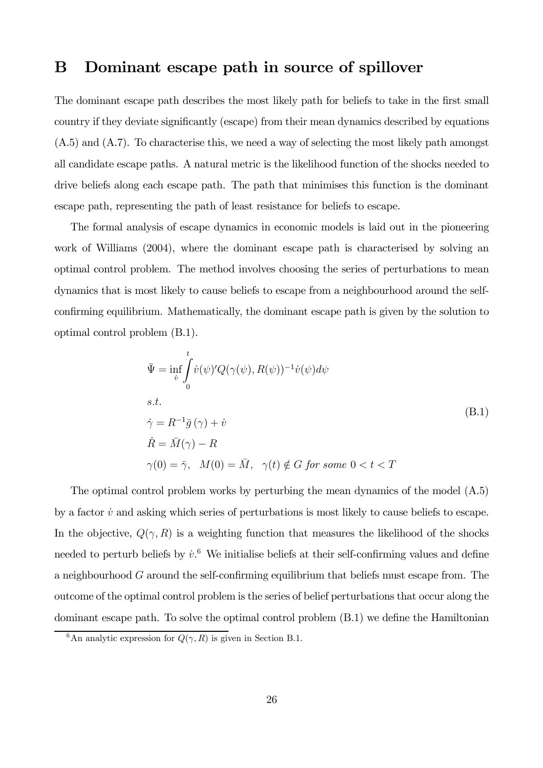# B Dominant escape path in source of spillover

The dominant escape path describes the most likely path for beliefs to take in the first small country if they deviate significantly (escape) from their mean dynamics described by equations (A.5) and (A.7). To characterise this, we need a way of selecting the most likely path amongst all candidate escape paths. A natural metric is the likelihood function of the shocks needed to drive beliefs along each escape path. The path that minimises this function is the dominant escape path, representing the path of least resistance for beliefs to escape.

The formal analysis of escape dynamics in economic models is laid out in the pioneering work of Williams (2004), where the dominant escape path is characterised by solving an optimal control problem. The method involves choosing the series of perturbations to mean dynamics that is most likely to cause beliefs to escape from a neighbourhood around the self-confirming equilibrium. Mathematically, the dominant escape path is given by the solution to optimal control problem (B.1).

$$
\begin{aligned}
&\bar{\Psi} = \inf_{\dot{v}} \int_{0}^{t} \dot{v}(\psi)' Q(\gamma(\psi), R(\psi))^{-1} \dot{v}(\psi) d\psi \\
&s.t. \\
&\dot{\gamma} = R^{-1} \bar{g}(\gamma) + \dot{v} \\
&\dot{R} = \bar{M}(\gamma) - R \\
&\gamma(0) = \bar{\gamma}, \quad M(0) = \bar{M}, \quad \gamma(t) \notin G \text{ for some } 0 < t < T
\end{aligned}
\tag{B.1}
$$

The optimal control problem works by perturbing the mean dynamics of the model (A.5) by a factor $\dot{v}$ and asking which series of perturbations is most likely to cause beliefs to escape. In the objective, $Q(\gamma, R)$ is a weighting function that measures the likelihood of the shocks needed to perturb beliefs by $\dot{v}$.[6] We initialise beliefs at their self-confirming values and define a neighbourhood $G$ around the self-confirming equilibrium that beliefs must escape from. The outcome of the optimal control problem is the series of belief perturbations that occur along the dominant escape path. To solve the optimal control problem (B.1) we define the Hamiltonian

[6] An analytic expression for $Q(\gamma, R)$ is given in Section B.1.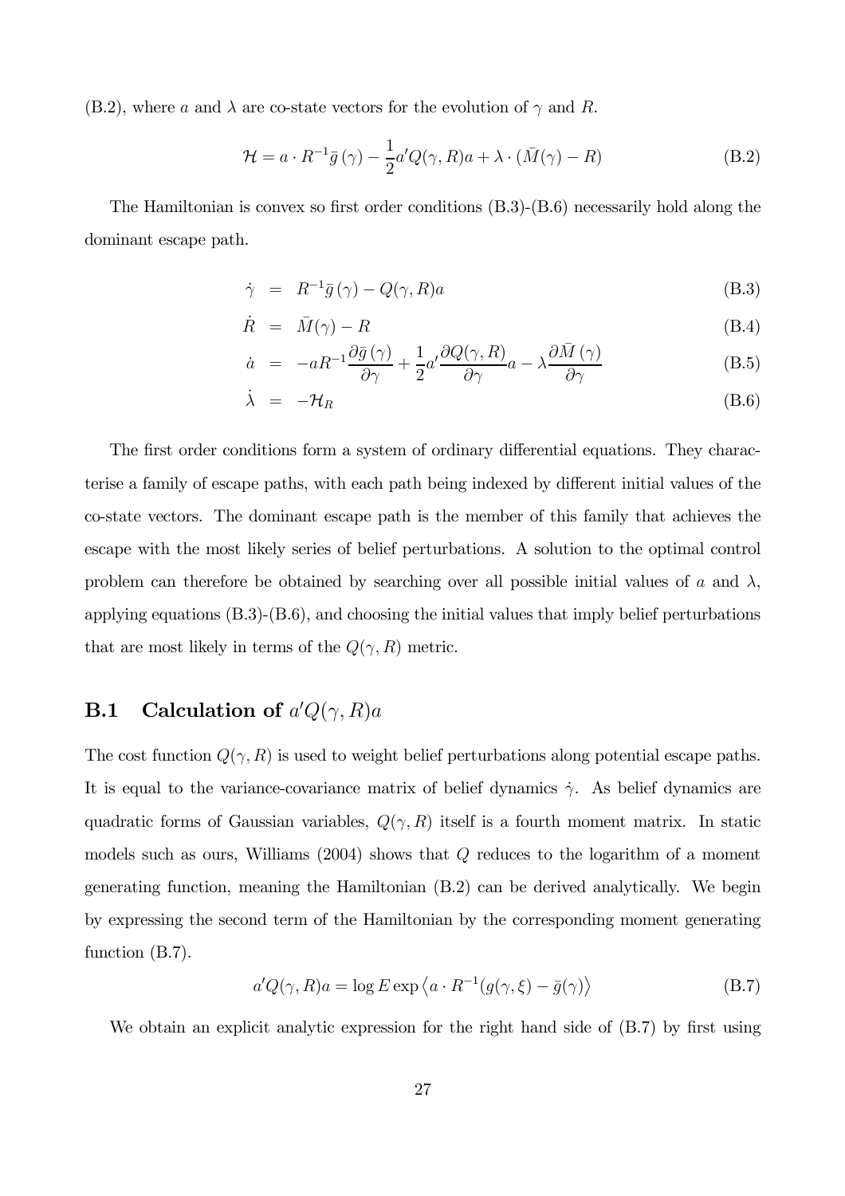(B.2), where $a$ and $\lambda$ are co-state vectors for the evolution of $\gamma$ and $R$.

$$\mathcal{H} = a \cdot R^{-1}\bar{g}(\gamma) - \frac{1}{2}a'Q(\gamma, R)a + \lambda \cdot (\bar{M}(\gamma) - R) \tag{B.2}$$

The Hamiltonian is convex so first order conditions (B.3)-(B.6) necessarily hold along the dominant escape path.

$$\dot{\gamma} = R^{-1}\bar{g}(\gamma) - Q(\gamma, R)a \tag{B.3}$$

$$\dot{R} = \bar{M}(\gamma) - R \tag{B.4}$$

$$\dot{a} = -aR^{-1}\frac{\partial \bar{g}(\gamma)}{\partial \gamma} + \frac{1}{2}a'\frac{\partial Q(\gamma, R)}{\partial \gamma}a - \lambda\frac{\partial \bar{M}(\gamma)}{\partial \gamma} \tag{B.5}$$

$$\dot{\lambda} = -\mathcal{H}_R \tag{B.6}$$

The first order conditions form a system of ordinary differential equations. They characterise a family of escape paths, with each path being indexed by different initial values of the co-state vectors. The dominant escape path is the member of this family that achieves the escape with the most likely series of belief perturbations. A solution to the optimal control problem can therefore be obtained by searching over all possible initial values of $a$ and $\lambda$, applying equations (B.3)-(B.6), and choosing the initial values that imply belief perturbations that are most likely in terms of the $Q(\gamma, R)$ metric.

## B.1 Calculation of $a'Q(\gamma, R)a$

The cost function $Q(\gamma, R)$ is used to weight belief perturbations along potential escape paths. It is equal to the variance-covariance matrix of belief dynamics $\dot{\gamma}$. As belief dynamics are quadratic forms of Gaussian variables, $Q(\gamma, R)$ itself is a fourth moment matrix. In static models such as ours, Williams (2004) shows that $Q$ reduces to the logarithm of a moment generating function, meaning the Hamiltonian (B.2) can be derived analytically. We begin by expressing the second term of the Hamiltonian by the corresponding moment generating function (B.7).

$$a'Q(\gamma, R)a = \log E \exp \left\langle a \cdot R^{-1}(g(\gamma, \xi) - \bar{g}(\gamma)) \right\rangle \tag{B.7}$$

We obtain an explicit analytic expression for the right hand side of (B.7) by first using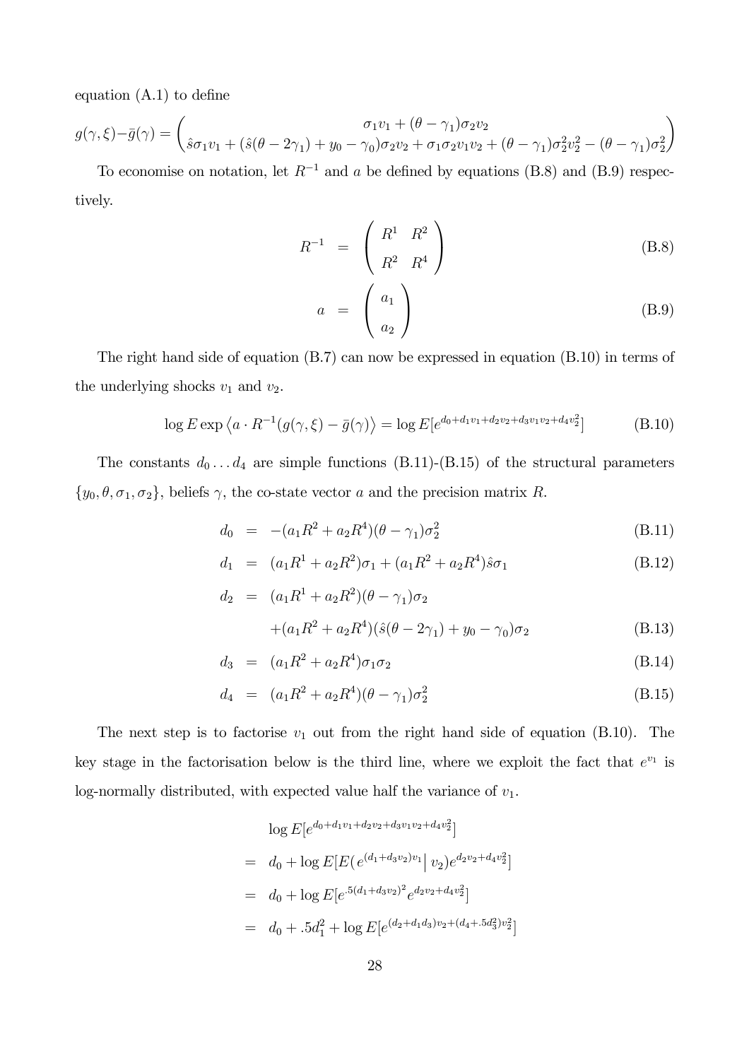equation (A.1) to define

$$g(\gamma,\xi)-\bar{g}(\gamma)=\begin{pmatrix} \sigma_1 v_1+(\theta-\gamma_1)\sigma_2 v_2 \\ \hat{s}\sigma_1 v_1+(\hat{s}(\theta-2\gamma_1)+y_0-\gamma_0)\sigma_2 v_2+\sigma_1\sigma_2 v_1 v_2+(\theta-\gamma_1)\sigma_2^2 v_2^2-(\theta-\gamma_1)\sigma_2^2 \end{pmatrix}$$

To economise on notation, let $R^{-1}$ and $a$ be defined by equations (B.8) and (B.9) respectively.

$$R^{-1} = \begin{pmatrix} R^1 & R^2 \\ R^2 & R^4 \end{pmatrix} \tag{B.8}$$

$$a = \begin{pmatrix} a_1 \\ a_2 \end{pmatrix} \tag{B.9}$$

The right hand side of equation (B.7) can now be expressed in equation (B.10) in terms of the underlying shocks $v_1$ and $v_2$.

$$\log E\exp\left\langle a\cdot R^{-1}(g(\gamma,\xi)-\bar{g}(\gamma)\right\rangle = \log E[e^{d_0+d_1 v_1+d_2 v_2+d_3 v_1 v_2+d_4 v_2^2}] \tag{B.10}$$

The constants $d_0 \ldots d_4$ are simple functions (B.11)-(B.15) of the structural parameters $\{y_0,\theta,\sigma_1,\sigma_2\}$, beliefs $\gamma$, the co-state vector $a$ and the precision matrix $R$.

$$d_0 = -(a_1R^2+a_2R^4)(\theta-\gamma_1)\sigma_2^2 \tag{B.11}$$

$$d_1 = (a_1R^1+a_2R^2)\sigma_1+(a_1R^2+a_2R^4)\hat{s}\sigma_1 \tag{B.12}$$

$$\begin{aligned} d_2 = {} & (a_1R^1+a_2R^2)(\theta-\gamma_1)\sigma_2 \\ & +(a_1R^2+a_2R^4)(\hat{s}(\theta-2\gamma_1)+y_0-\gamma_0)\sigma_2 \end{aligned} \tag{B.13}$$

$$d_3 = (a_1R^2+a_2R^4)\sigma_1\sigma_2 \tag{B.14}$$

$$d_4 = (a_1R^2+a_2R^4)(\theta-\gamma_1)\sigma_2^2 \tag{B.15}$$

The next step is to factorise $v_1$ out from the right hand side of equation (B.10). The key stage in the factorisation below is the third line, where we exploit the fact that $e^{v_1}$ is log-normally distributed, with expected value half the variance of $v_1$.

$$\begin{aligned} & \log E[e^{d_0+d_1v_1+d_2v_2+d_3v_1v_2+d_4v_2^2}] \\ = {} & d_0+\log E[E(e^{(d_1+d_3v_2)v_1}\big|\, v_2)e^{d_2v_2+d_4v_2^2}] \\ = {} & d_0+\log E[e^{.5(d_1+d_3v_2)^2}e^{d_2v_2+d_4v_2^2}] \\ = {} & d_0+.5d_1^2+\log E[e^{(d_2+d_1d_3)v_2+(d_4+.5d_3^2)v_2^2}] \end{aligned}$$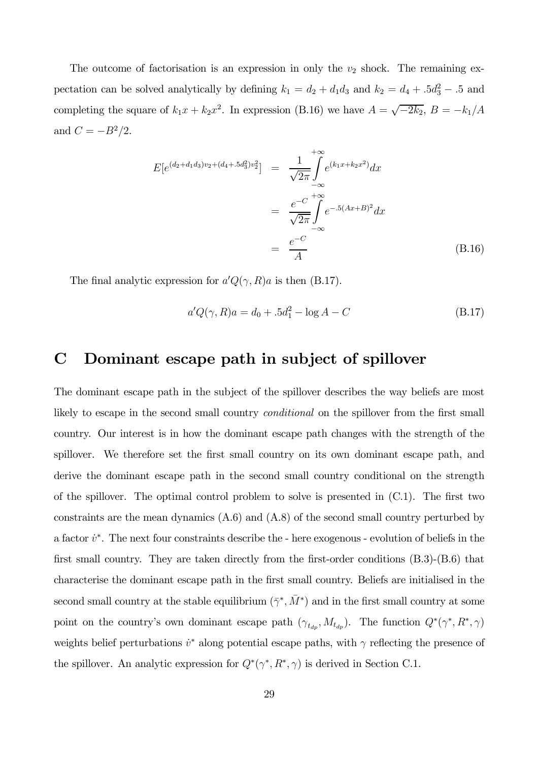The outcome of factorisation is an expression in only the $v_2$ shock. The remaining expectation can be solved analytically by defining $k_1 = d_2 + d_1 d_3$ and $k_2 = d_4 + .5d_3^2 - .5$ and completing the square of $k_1 x + k_2 x^2$. In expression (B.16) we have $A = \sqrt{-2k_2}$, $B = -k_1/A$ and $C = -B^2/2$.

$$
\begin{aligned}
E[e^{(d_2+d_1d_3)v_2+(d_4+.5d_3^2)v_2^2}] &= \frac{1}{\sqrt{2\pi}} \int_{-\infty}^{+\infty} e^{(k_1 x + k_2 x^2)} dx \\
&= \frac{e^{-C}}{\sqrt{2\pi}} \int_{-\infty}^{+\infty} e^{-.5(Ax+B)^2} dx \\
&= \frac{e^{-C}}{A} \qquad \text{(B.16)}
\end{aligned}
$$

The final analytic expression for $a'Q(\gamma, R)a$ is then (B.17).

$$
a'Q(\gamma, R)a = d_0 + .5d_1^2 - \log A - C \qquad \text{(B.17)}
$$

# C Dominant escape path in subject of spillover

The dominant escape path in the subject of the spillover describes the way beliefs are most likely to escape in the second small country *conditional* on the spillover from the first small country. Our interest is in how the dominant escape path changes with the strength of the spillover. We therefore set the first small country on its own dominant escape path, and derive the dominant escape path in the second small country conditional on the strength of the spillover. The optimal control problem to solve is presented in (C.1). The first two constraints are the mean dynamics (A.6) and (A.8) of the second small country perturbed by a factor $\dot{v}^*$. The next four constraints describe the - here exogenous - evolution of beliefs in the first small country. They are taken directly from the first-order conditions (B.3)-(B.6) that characterise the dominant escape path in the first small country. Beliefs are initialised in the second small country at the stable equilibrium $(\bar{\gamma}^*, \bar{M}^*)$ and in the first small country at some point on the country's own dominant escape path $(\gamma_{t_{dp}}, M_{t_{dp}})$. The function $Q^*(\gamma^*, R^*, \gamma)$ weights belief perturbations $\dot{v}^*$ along potential escape paths, with $\gamma$ reflecting the presence of the spillover. An analytic expression for $Q^*(\gamma^*, R^*, \gamma)$ is derived in Section C.1.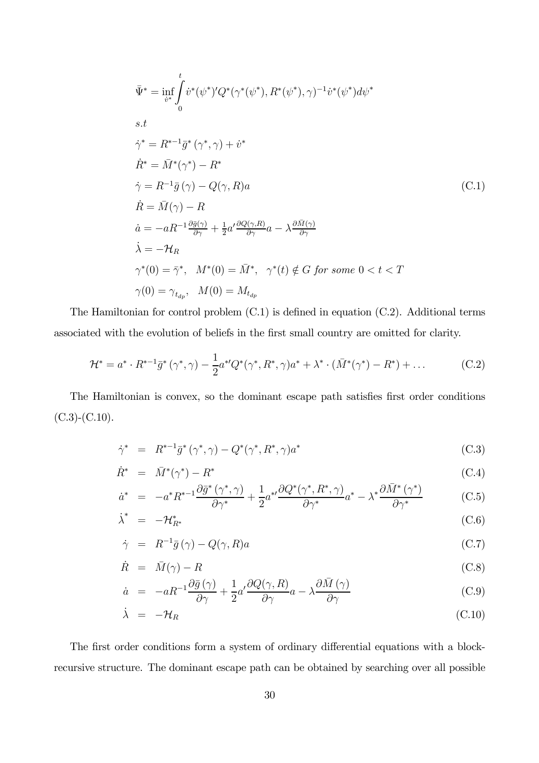$$
\begin{aligned}
&\bar{\Psi}^* = \inf_{\dot{v}^*} \int_0^t \dot{v}^*(\psi^*)' Q^*(\gamma^*(\psi^*), R^*(\psi^*), \gamma)^{-1} \dot{v}^*(\psi^*) d\psi^* \\
&s.t \\
&\dot{\gamma}^* = R^{*-1} \bar{g}^* (\gamma^*, \gamma) + \dot{v}^* \\
&\dot{R}^* = \bar{M}^*(\gamma^*) - R^* \\
&\dot{\gamma} = R^{-1} \bar{g} (\gamma) - Q(\gamma, R) a \\
&\dot{R} = \bar{M}(\gamma) - R \\
&\dot{a} = -a R^{-1} \tfrac{\partial \bar{g}(\gamma)}{\partial \gamma} + \tfrac{1}{2} a' \tfrac{\partial Q(\gamma, R)}{\partial \gamma} a - \lambda \tfrac{\partial \bar{M}(\gamma)}{\partial \gamma} \\
&\dot{\lambda} = -\mathcal{H}_R \\
&\gamma^*(0) = \bar{\gamma}^*, \quad M^*(0) = \bar{M}^*, \quad \gamma^*(t) \notin G \text{ for some } 0 < t < T \\
&\gamma(0) = \gamma_{t_{dp}}, \quad M(0) = M_{t_{dp}}
\end{aligned}
\tag{C.1}
$$

The Hamiltonian for control problem (C.1) is defined in equation (C.2). Additional terms associated with the evolution of beliefs in the first small country are omitted for clarity.

$$
\mathcal{H}^* = a^* \cdot R^{*-1} \bar{g}^* (\gamma^*, \gamma) - \frac{1}{2} a^{*\prime} Q^*(\gamma^*, R^*, \gamma) a^* + \lambda^* \cdot (\bar{M}^*(\gamma^*) - R^*) + \ldots \tag{C.2}
$$

The Hamiltonian is convex, so the dominant escape path satisfies first order conditions (C.3)-(C.10).

$$
\dot{\gamma}^* = R^{*-1} \bar{g}^* (\gamma^*, \gamma) - Q^*(\gamma^*, R^*, \gamma) a^* \tag{C.3}
$$

$$
\dot{R}^* = \bar{M}^*(\gamma^*) - R^* \tag{C.4}
$$

$$
\dot{a}^* = -a^* R^{*-1} \frac{\partial \bar{g}^* (\gamma^*, \gamma)}{\partial \gamma^*} + \frac{1}{2} a^{*\prime} \frac{\partial Q^*(\gamma^*, R^*, \gamma)}{\partial \gamma^*} a^* - \lambda^* \frac{\partial \bar{M}^* (\gamma^*)}{\partial \gamma^*} \tag{C.5}
$$

$$
\dot{\lambda}^* = -\mathcal{H}^*_{R^*} \tag{C.6}
$$

$$
\dot{\gamma} = R^{-1} \bar{g} (\gamma) - Q(\gamma, R) a \tag{C.7}
$$

$$
\dot{R} = \bar{M}(\gamma) - R \tag{C.8}
$$

$$
\dot{a} = -a R^{-1} \frac{\partial \bar{g} (\gamma)}{\partial \gamma} + \frac{1}{2} a' \frac{\partial Q(\gamma, R)}{\partial \gamma} a - \lambda \frac{\partial \bar{M} (\gamma)}{\partial \gamma} \tag{C.9}
$$

$$
\dot{\lambda} = -\mathcal{H}_R \tag{C.10}
$$

The first order conditions form a system of ordinary differential equations with a block-recursive structure. The dominant escape path can be obtained by searching over all possible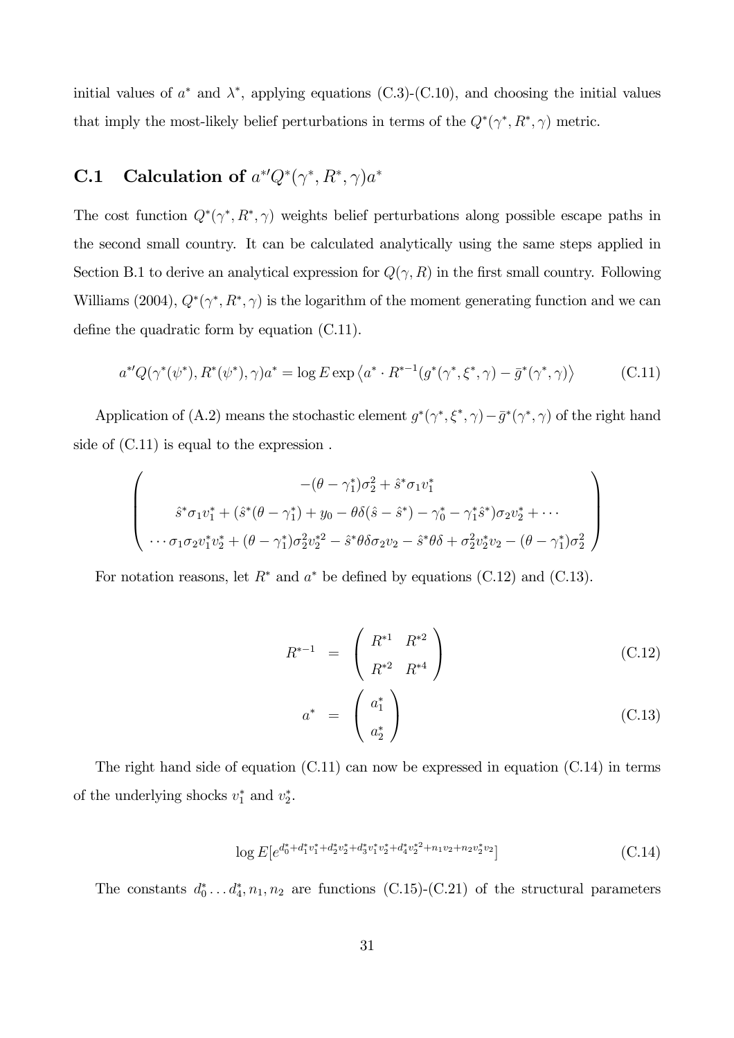initial values of $a^*$ and $\lambda^*$, applying equations (C.3)-(C.10), and choosing the initial values that imply the most-likely belief perturbations in terms of the $Q^*(\gamma^*, R^*, \gamma)$ metric.

## C.1 Calculation of $a^{*\prime}Q^*(\gamma^*, R^*, \gamma)a^*$

The cost function $Q^*(\gamma^*, R^*, \gamma)$ weights belief perturbations along possible escape paths in the second small country. It can be calculated analytically using the same steps applied in Section B.1 to derive an analytical expression for $Q(\gamma, R)$ in the first small country. Following Williams (2004), $Q^*(\gamma^*, R^*, \gamma)$ is the logarithm of the moment generating function and we can define the quadratic form by equation (C.11).

$$a^{*\prime}Q(\gamma^*(\psi^*), R^*(\psi^*), \gamma)a^* = \log E \exp \left\langle a^* \cdot R^{*-1}(g^*(\gamma^*, \xi^*, \gamma) - \bar{g}^*(\gamma^*, \gamma) \right\rangle \tag{C.11}$$

Application of (A.2) means the stochastic element $g^*(\gamma^*, \xi^*, \gamma) - \bar{g}^*(\gamma^*, \gamma)$ of the right hand side of (C.11) is equal to the expression .

$$\begin{pmatrix} -(\theta - \gamma_1^*)\sigma_2^2 + \hat{s}^*\sigma_1 v_1^* \\ \hat{s}^*\sigma_1 v_1^* + (\hat{s}^*(\theta - \gamma_1^*) + y_0 - \theta\delta(\hat{s} - \hat{s}^*) - \gamma_0^* - \gamma_1^*\hat{s}^*)\sigma_2 v_2^* + \cdots \\ \cdots \sigma_1\sigma_2 v_1^* v_2^* + (\theta - \gamma_1^*)\sigma_2^2 v_2^{*2} - \hat{s}^*\theta\delta\sigma_2 v_2 - \hat{s}^*\theta\delta + \sigma_2^2 v_2^* v_2 - (\theta - \gamma_1^*)\sigma_2^2 \end{pmatrix}$$

For notation reasons, let $R^*$ and $a^*$ be defined by equations (C.12) and (C.13).

$$R^{*-1} = \begin{pmatrix} R^{*1} & R^{*2} \\ R^{*2} & R^{*4} \end{pmatrix} \tag{C.12}$$

$$a^* = \begin{pmatrix} a_1^* \\ a_2^* \end{pmatrix} \tag{C.13}$$

The right hand side of equation (C.11) can now be expressed in equation (C.14) in terms of the underlying shocks $v_1^*$ and $v_2^*$.

$$\log E[e^{d_0^* + d_1^* v_1^* + d_2^* v_2^* + d_3^* v_1^* v_2^* + d_4^* v_2^{*2} + n_1 v_2 + n_2 v_2^* v_2}] \tag{C.14}$$

The constants $d_0^* \ldots d_4^*, n_1, n_2$ are functions (C.15)-(C.21) of the structural parameters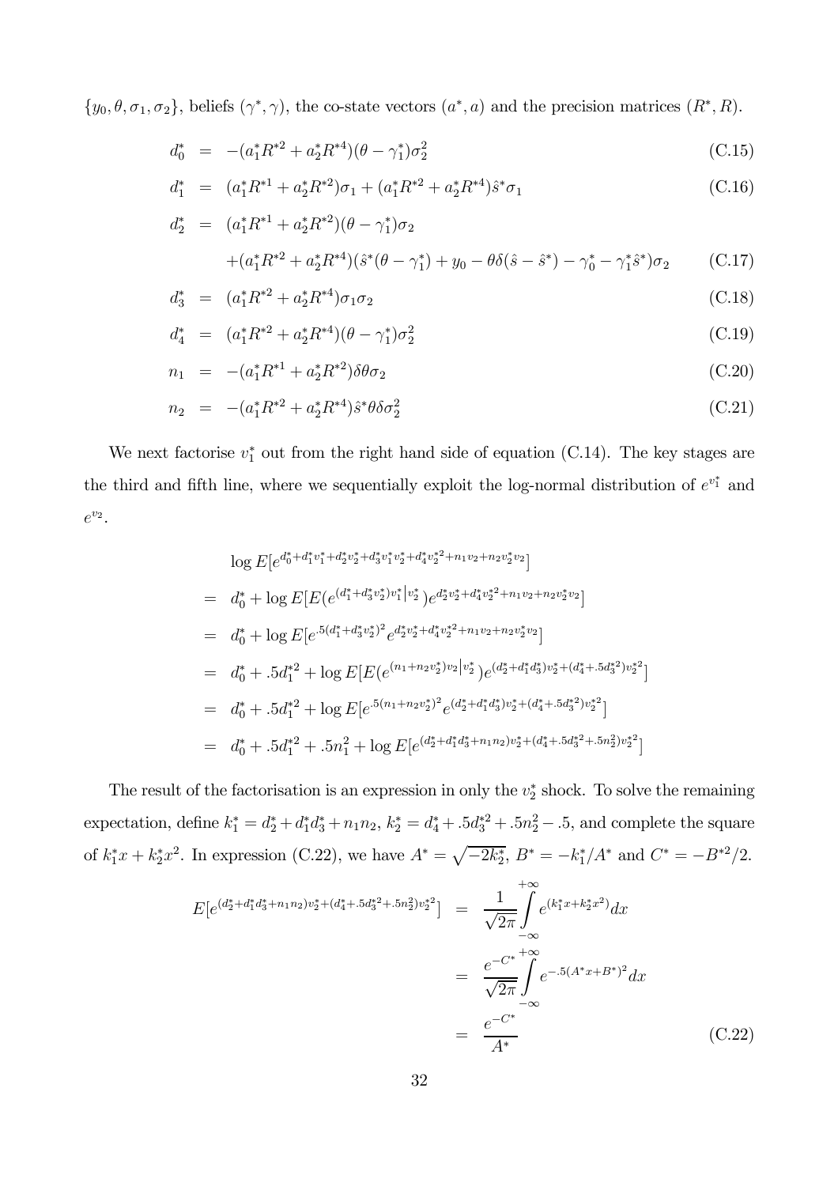$\{y_0, \theta, \sigma_1, \sigma_2\}$, beliefs $(\gamma^*, \gamma)$, the co-state vectors $(a^*, a)$ and the precision matrices $(R^*, R)$.

$$d_0^* = -(a_1^* R^{*2} + a_2^* R^{*4})(\theta - \gamma_1^*)\sigma_2^2 \tag{C.15}$$

$$d_1^* = (a_1^* R^{*1} + a_2^* R^{*2})\sigma_1 + (a_1^* R^{*2} + a_2^* R^{*4})\hat{s}^* \sigma_1 \tag{C.16}$$

$$\begin{aligned} d_2^* &= (a_1^* R^{*1} + a_2^* R^{*2})(\theta - \gamma_1^*)\sigma_2 \\ &\quad + (a_1^* R^{*2} + a_2^* R^{*4})(\hat{s}^*(\theta - \gamma_1^*) + y_0 - \theta\delta(\hat{s} - \hat{s}^*) - \gamma_0^* - \gamma_1^* \hat{s}^*)\sigma_2 \end{aligned} \tag{C.17}$$

$$d_3^* = (a_1^* R^{*2} + a_2^* R^{*4})\sigma_1 \sigma_2 \tag{C.18}$$

$$d_4^* = (a_1^* R^{*2} + a_2^* R^{*4})(\theta - \gamma_1^*)\sigma_2^2 \tag{C.19}$$

$$n_1 = -(a_1^* R^{*1} + a_2^* R^{*2})\delta\theta\sigma_2 \tag{C.20}$$

$$n_2 = -(a_1^* R^{*2} + a_2^* R^{*4})\hat{s}^* \theta\delta\sigma_2^2 \tag{C.21}$$

We next factorise $v_1^*$ out from the right hand side of equation (C.14). The key stages are the third and fifth line, where we sequentially exploit the log-normal distribution of $e^{v_1^*}$ and $e^{v_2}$.

$$\begin{aligned} & \log E[e^{d_0^* + d_1^* v_1^* + d_2^* v_2^* + d_3^* v_1^* v_2^* + d_4^* v_2^{*2} + n_1 v_2 + n_2 v_2^* v_2}] \\ = \;& d_0^* + \log E[E(e^{(d_1^* + d_3^* v_2^*) v_1^*} | v_2^*) e^{d_2^* v_2^* + d_4^* v_2^{*2} + n_1 v_2 + n_2 v_2^* v_2}] \\ = \;& d_0^* + \log E[e^{.5(d_1^* + d_3^* v_2^*)^2} e^{d_2^* v_2^* + d_4^* v_2^{*2} + n_1 v_2 + n_2 v_2^* v_2}] \\ = \;& d_0^* + .5 d_1^{*2} + \log E[E(e^{(n_1 + n_2 v_2^*) v_2} | v_2^*) e^{(d_2^* + d_1^* d_3^*) v_2^* + (d_4^* + .5 d_3^{*2}) v_2^{*2}}] \\ = \;& d_0^* + .5 d_1^{*2} + \log E[e^{.5(n_1 + n_2 v_2^*)^2} e^{(d_2^* + d_1^* d_3^*) v_2^* + (d_4^* + .5 d_3^{*2}) v_2^{*2}}] \\ = \;& d_0^* + .5 d_1^{*2} + .5 n_1^2 + \log E[e^{(d_2^* + d_1^* d_3^* + n_1 n_2) v_2^* + (d_4^* + .5 d_3^{*2} + .5 n_2^2) v_2^{*2}}] \end{aligned}$$

The result of the factorisation is an expression in only the $v_2^*$ shock. To solve the remaining expectation, define $k_1^* = d_2^* + d_1^* d_3^* + n_1 n_2$, $k_2^* = d_4^* + .5 d_3^{*2} + .5 n_2^2 - .5$, and complete the square of $k_1^* x + k_2^* x^2$. In expression (C.22), we have $A^* = \sqrt{-2k_2^*}$, $B^* = -k_1^*/A^*$ and $C^* = -B^{*2}/2$.

$$\begin{aligned} E[e^{(d_2^* + d_1^* d_3^* + n_1 n_2) v_2^* + (d_4^* + .5 d_3^{*2} + .5 n_2^2) v_2^{*2}}] &= \frac{1}{\sqrt{2\pi}} \int_{-\infty}^{+\infty} e^{(k_1^* x + k_2^* x^2)} dx \\ &= \frac{e^{-C^*}}{\sqrt{2\pi}} \int_{-\infty}^{+\infty} e^{-.5(A^* x + B^*)^2} dx \\ &= \frac{e^{-C^*}}{A^*} \end{aligned} \tag{C.22}$$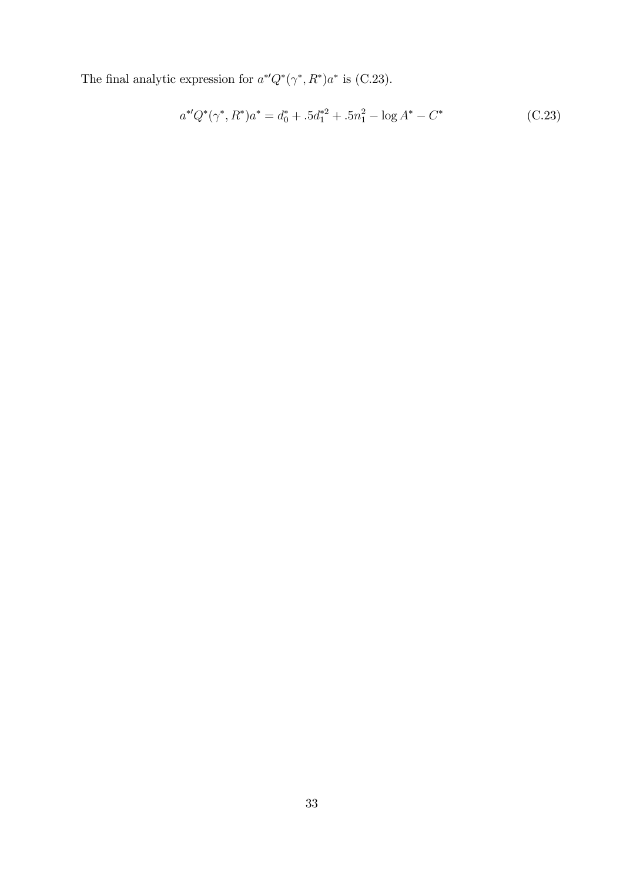The final analytic expression for $a^{*\prime}Q^*(\gamma^*, R^*)a^*$ is (C.23).

$$a^{*\prime}Q^*(\gamma^*, R^*)a^* = d_0^* + .5d_1^{*2} + .5n_1^2 - \log A^* - C^* \tag{C.23}$$